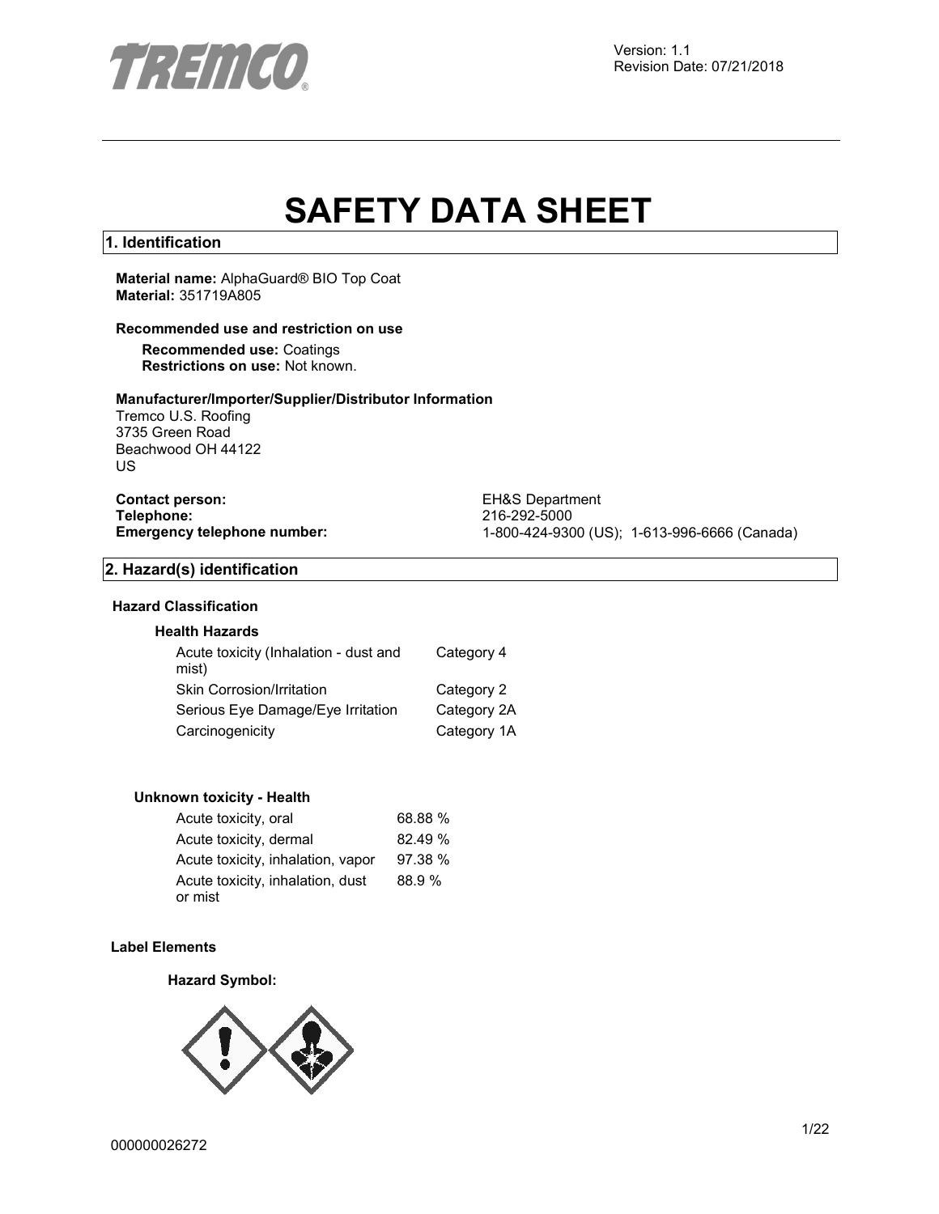Version: 1.1
Revision Date: 07/21/2018

# SAFETY DATA SHEET

## 1. Identification

**Material name:** AlphaGuard® BIO Top Coat
**Material:** 351719A805

### Recommended use and restriction on use

**Recommended use:** Coatings
**Restrictions on use:** Not known.

### Manufacturer/Importer/Supplier/Distributor Information

Tremco U.S. Roofing
3735 Green Road
Beachwood OH 44122
US

| | |
|---|---|
| **Contact person:** | EH&S Department |
| **Telephone:** | 216-292-5000 |
| **Emergency telephone number:** | 1-800-424-9300 (US); 1-613-996-6666 (Canada) |

## 2. Hazard(s) identification

### Hazard Classification

#### Health Hazards

| | |
|---|---|
| Acute toxicity (Inhalation - dust and mist) | Category 4 |
| Skin Corrosion/Irritation | Category 2 |
| Serious Eye Damage/Eye Irritation | Category 2A |
| Carcinogenicity | Category 1A |

#### Unknown toxicity - Health

| | |
|---|---|
| Acute toxicity, oral | 68.88 % |
| Acute toxicity, dermal | 82.49 % |
| Acute toxicity, inhalation, vapor | 97.38 % |
| Acute toxicity, inhalation, dust or mist | 88.9 % |

### Label Elements

**Hazard Symbol:**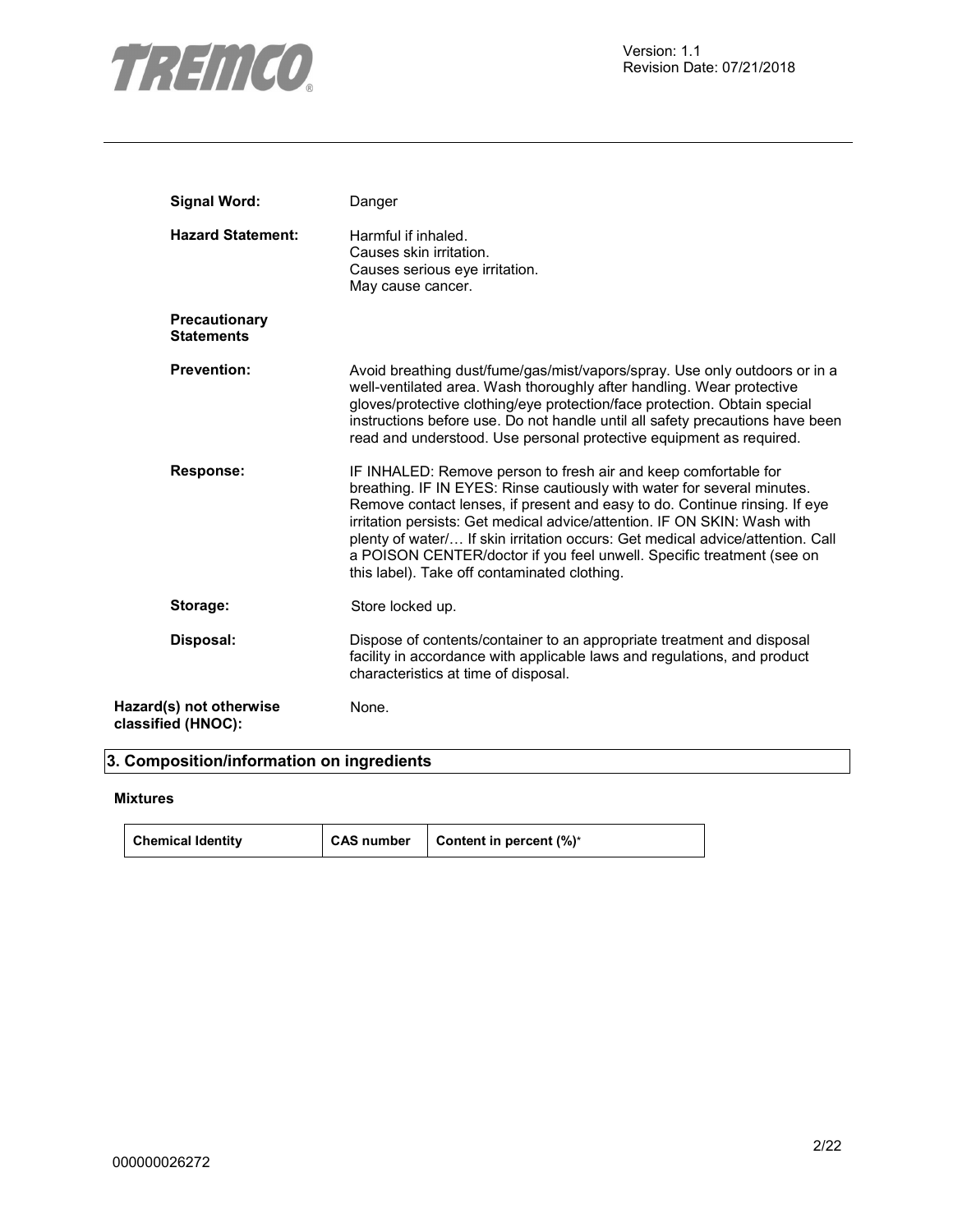**Signal Word:** Danger

**Hazard Statement:** Harmful if inhaled.
Causes skin irritation.
Causes serious eye irritation.
May cause cancer.

**Precautionary Statements**

**Prevention:** Avoid breathing dust/fume/gas/mist/vapors/spray. Use only outdoors or in a well-ventilated area. Wash thoroughly after handling. Wear protective gloves/protective clothing/eye protection/face protection. Obtain special instructions before use. Do not handle until all safety precautions have been read and understood. Use personal protective equipment as required.

**Response:** IF INHALED: Remove person to fresh air and keep comfortable for breathing. IF IN EYES: Rinse cautiously with water for several minutes. Remove contact lenses, if present and easy to do. Continue rinsing. If eye irritation persists: Get medical advice/attention. IF ON SKIN: Wash with plenty of water/… If skin irritation occurs: Get medical advice/attention. Call a POISON CENTER/doctor if you feel unwell. Specific treatment (see on this label). Take off contaminated clothing.

**Storage:** Store locked up.

**Disposal:** Dispose of contents/container to an appropriate treatment and disposal facility in accordance with applicable laws and regulations, and product characteristics at time of disposal.

**Hazard(s) not otherwise classified (HNOC):** None.

## 3. Composition/information on ingredients

**Mixtures**

| Chemical Identity | CAS number | Content in percent (%)* |
|---|---|---|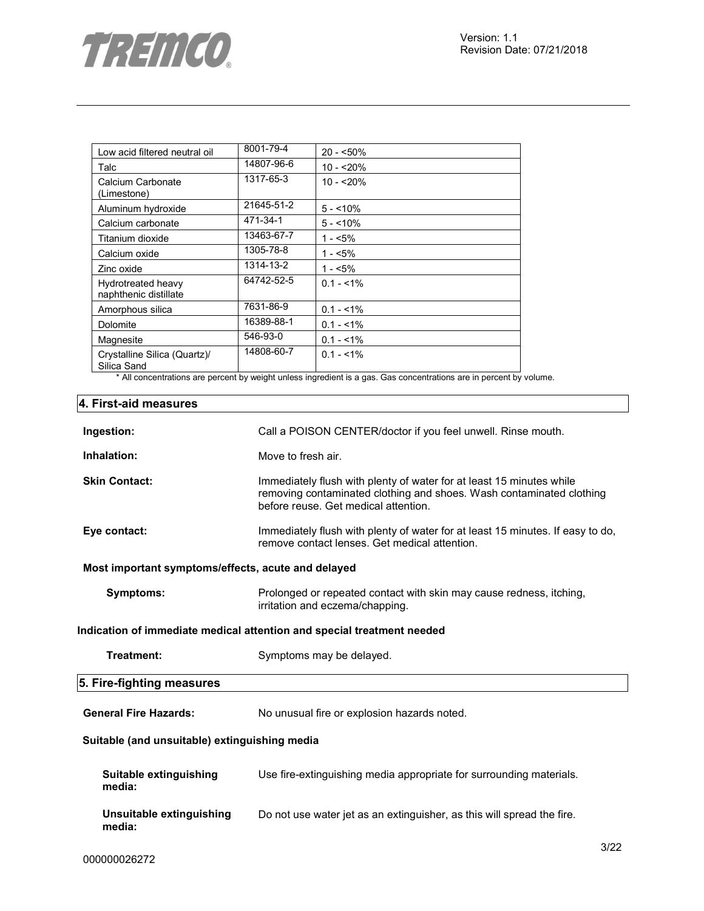| Low acid filtered neutral oil | 8001-79-4 | 20 - <50% |
|---|---|---|
| Talc | 14807-96-6 | 10 - <20% |
| Calcium Carbonate (Limestone) | 1317-65-3 | 10 - <20% |
| Aluminum hydroxide | 21645-51-2 | 5 - <10% |
| Calcium carbonate | 471-34-1 | 5 - <10% |
| Titanium dioxide | 13463-67-7 | 1 - <5% |
| Calcium oxide | 1305-78-8 | 1 - <5% |
| Zinc oxide | 1314-13-2 | 1 - <5% |
| Hydrotreated heavy naphthenic distillate | 64742-52-5 | 0.1 - <1% |
| Amorphous silica | 7631-86-9 | 0.1 - <1% |
| Dolomite | 16389-88-1 | 0.1 - <1% |
| Magnesite | 546-93-0 | 0.1 - <1% |
| Crystalline Silica (Quartz)/ Silica Sand | 14808-60-7 | 0.1 - <1% |

* All concentrations are percent by weight unless ingredient is a gas. Gas concentrations are in percent by volume.

## 4. First-aid measures

**Ingestion:** Call a POISON CENTER/doctor if you feel unwell. Rinse mouth.

**Inhalation:** Move to fresh air.

**Skin Contact:** Immediately flush with plenty of water for at least 15 minutes while removing contaminated clothing and shoes. Wash contaminated clothing before reuse. Get medical attention.

**Eye contact:** Immediately flush with plenty of water for at least 15 minutes. If easy to do, remove contact lenses. Get medical attention.

**Most important symptoms/effects, acute and delayed**

**Symptoms:** Prolonged or repeated contact with skin may cause redness, itching, irritation and eczema/chapping.

**Indication of immediate medical attention and special treatment needed**

**Treatment:** Symptoms may be delayed.

## 5. Fire-fighting measures

**General Fire Hazards:** No unusual fire or explosion hazards noted.

**Suitable (and unsuitable) extinguishing media**

**Suitable extinguishing media:** Use fire-extinguishing media appropriate for surrounding materials.

**Unsuitable extinguishing media:** Do not use water jet as an extinguisher, as this will spread the fire.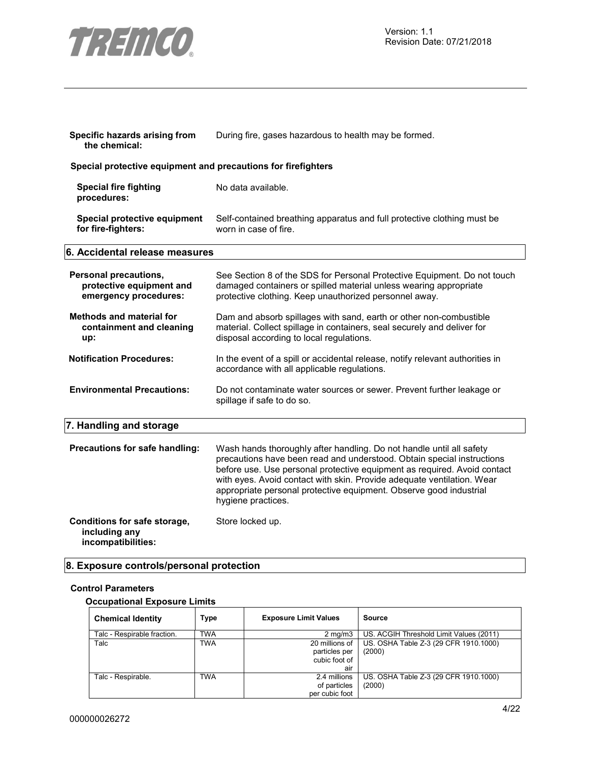**Specific hazards arising from the chemical:** During fire, gases hazardous to health may be formed.

**Special protective equipment and precautions for firefighters**

**Special fire fighting procedures:** No data available.

**Special protective equipment for fire-fighters:** Self-contained breathing apparatus and full protective clothing must be worn in case of fire.

## 6. Accidental release measures

**Personal precautions, protective equipment and emergency procedures:** See Section 8 of the SDS for Personal Protective Equipment. Do not touch damaged containers or spilled material unless wearing appropriate protective clothing. Keep unauthorized personnel away.

**Methods and material for containment and cleaning up:** Dam and absorb spillages with sand, earth or other non-combustible material. Collect spillage in containers, seal securely and deliver for disposal according to local regulations.

**Notification Procedures:** In the event of a spill or accidental release, notify relevant authorities in accordance with all applicable regulations.

**Environmental Precautions:** Do not contaminate water sources or sewer. Prevent further leakage or spillage if safe to do so.

## 7. Handling and storage

**Precautions for safe handling:** Wash hands thoroughly after handling. Do not handle until all safety precautions have been read and understood. Obtain special instructions before use. Use personal protective equipment as required. Avoid contact with eyes. Avoid contact with skin. Provide adequate ventilation. Wear appropriate personal protective equipment. Observe good industrial hygiene practices.

**Conditions for safe storage, including any incompatibilities:** Store locked up.

## 8. Exposure controls/personal protection

**Control Parameters**

**Occupational Exposure Limits**

| Chemical Identity | Type | Exposure Limit Values | Source |
|---|---|---|---|
| Talc - Respirable fraction. | TWA | 2 mg/m3 | US. ACGIH Threshold Limit Values (2011) |
| Talc | TWA | 20 millions of particles per cubic foot of air | US. OSHA Table Z-3 (29 CFR 1910.1000) (2000) |
| Talc - Respirable. | TWA | 2.4 millions of particles per cubic foot | US. OSHA Table Z-3 (29 CFR 1910.1000) (2000) |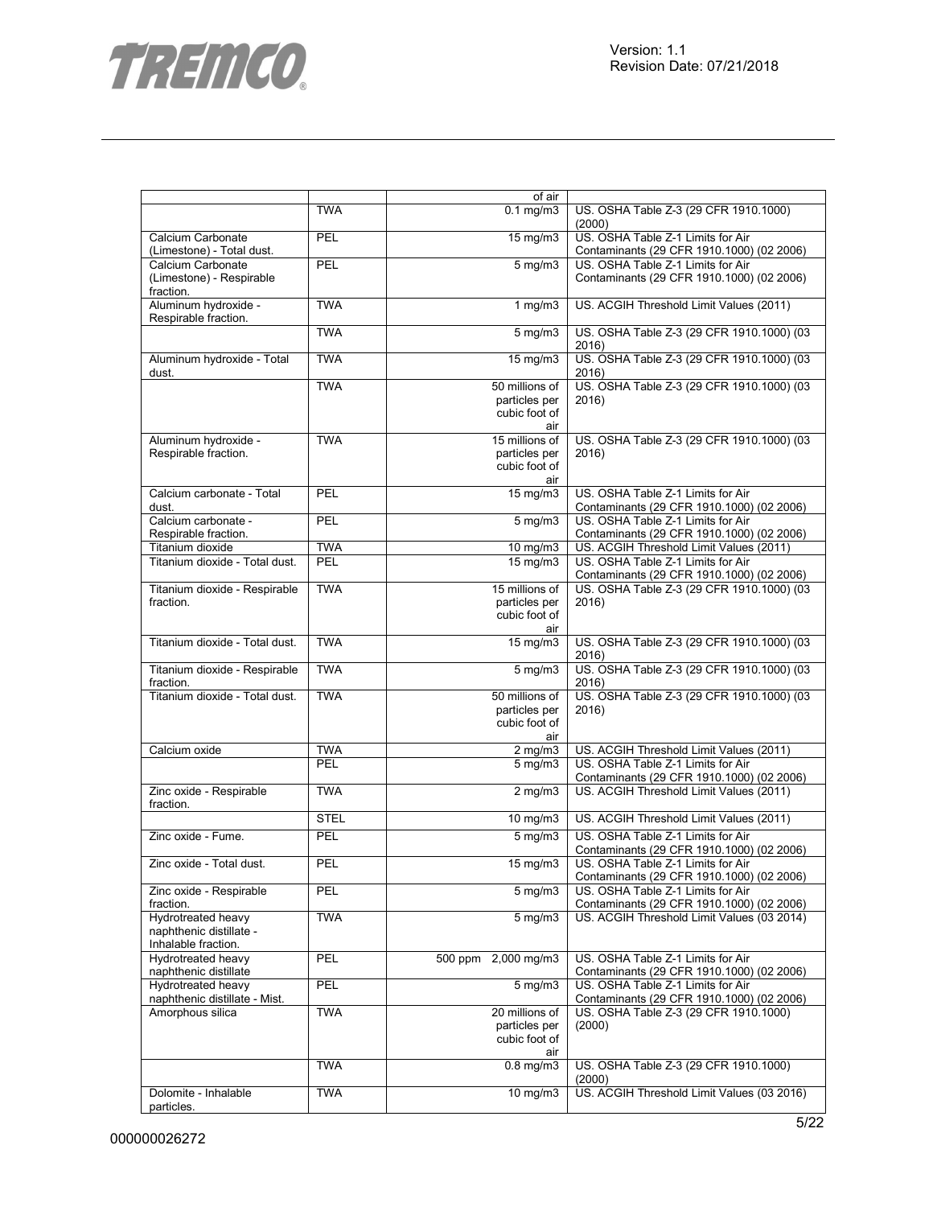| | | | |
|---|---|---|---|
| | | of air | |
| | TWA | 0.1 mg/m3 | US. OSHA Table Z-3 (29 CFR 1910.1000) (2000) |
| Calcium Carbonate (Limestone) - Total dust. | PEL | 15 mg/m3 | US. OSHA Table Z-1 Limits for Air Contaminants (29 CFR 1910.1000) (02 2006) |
| Calcium Carbonate (Limestone) - Respirable fraction. | PEL | 5 mg/m3 | US. OSHA Table Z-1 Limits for Air Contaminants (29 CFR 1910.1000) (02 2006) |
| Aluminum hydroxide - Respirable fraction. | TWA | 1 mg/m3 | US. ACGIH Threshold Limit Values (2011) |
| | TWA | 5 mg/m3 | US. OSHA Table Z-3 (29 CFR 1910.1000) (03 2016) |
| Aluminum hydroxide - Total dust. | TWA | 15 mg/m3 | US. OSHA Table Z-3 (29 CFR 1910.1000) (03 2016) |
| | TWA | 50 millions of particles per cubic foot of air | US. OSHA Table Z-3 (29 CFR 1910.1000) (03 2016) |
| Aluminum hydroxide - Respirable fraction. | TWA | 15 millions of particles per cubic foot of air | US. OSHA Table Z-3 (29 CFR 1910.1000) (03 2016) |
| Calcium carbonate - Total dust. | PEL | 15 mg/m3 | US. OSHA Table Z-1 Limits for Air Contaminants (29 CFR 1910.1000) (02 2006) |
| Calcium carbonate - Respirable fraction. | PEL | 5 mg/m3 | US. OSHA Table Z-1 Limits for Air Contaminants (29 CFR 1910.1000) (02 2006) |
| Titanium dioxide | TWA | 10 mg/m3 | US. ACGIH Threshold Limit Values (2011) |
| Titanium dioxide - Total dust. | PEL | 15 mg/m3 | US. OSHA Table Z-1 Limits for Air Contaminants (29 CFR 1910.1000) (02 2006) |
| Titanium dioxide - Respirable fraction. | TWA | 15 millions of particles per cubic foot of air | US. OSHA Table Z-3 (29 CFR 1910.1000) (03 2016) |
| Titanium dioxide - Total dust. | TWA | 15 mg/m3 | US. OSHA Table Z-3 (29 CFR 1910.1000) (03 2016) |
| Titanium dioxide - Respirable fraction. | TWA | 5 mg/m3 | US. OSHA Table Z-3 (29 CFR 1910.1000) (03 2016) |
| Titanium dioxide - Total dust. | TWA | 50 millions of particles per cubic foot of air | US. OSHA Table Z-3 (29 CFR 1910.1000) (03 2016) |
| Calcium oxide | TWA | 2 mg/m3 | US. ACGIH Threshold Limit Values (2011) |
| | PEL | 5 mg/m3 | US. OSHA Table Z-1 Limits for Air Contaminants (29 CFR 1910.1000) (02 2006) |
| Zinc oxide - Respirable fraction. | TWA | 2 mg/m3 | US. ACGIH Threshold Limit Values (2011) |
| | STEL | 10 mg/m3 | US. ACGIH Threshold Limit Values (2011) |
| Zinc oxide - Fume. | PEL | 5 mg/m3 | US. OSHA Table Z-1 Limits for Air Contaminants (29 CFR 1910.1000) (02 2006) |
| Zinc oxide - Total dust. | PEL | 15 mg/m3 | US. OSHA Table Z-1 Limits for Air Contaminants (29 CFR 1910.1000) (02 2006) |
| Zinc oxide - Respirable fraction. | PEL | 5 mg/m3 | US. OSHA Table Z-1 Limits for Air Contaminants (29 CFR 1910.1000) (02 2006) |
| Hydrotreated heavy naphthenic distillate - Inhalable fraction. | TWA | 5 mg/m3 | US. ACGIH Threshold Limit Values (03 2014) |
| Hydrotreated heavy naphthenic distillate | PEL | 500 ppm 2,000 mg/m3 | US. OSHA Table Z-1 Limits for Air Contaminants (29 CFR 1910.1000) (02 2006) |
| Hydrotreated heavy naphthenic distillate - Mist. | PEL | 5 mg/m3 | US. OSHA Table Z-1 Limits for Air Contaminants (29 CFR 1910.1000) (02 2006) |
| Amorphous silica | TWA | 20 millions of particles per cubic foot of air | US. OSHA Table Z-3 (29 CFR 1910.1000) (2000) |
| | TWA | 0.8 mg/m3 | US. OSHA Table Z-3 (29 CFR 1910.1000) (2000) |
| Dolomite - Inhalable particles. | TWA | 10 mg/m3 | US. ACGIH Threshold Limit Values (03 2016) |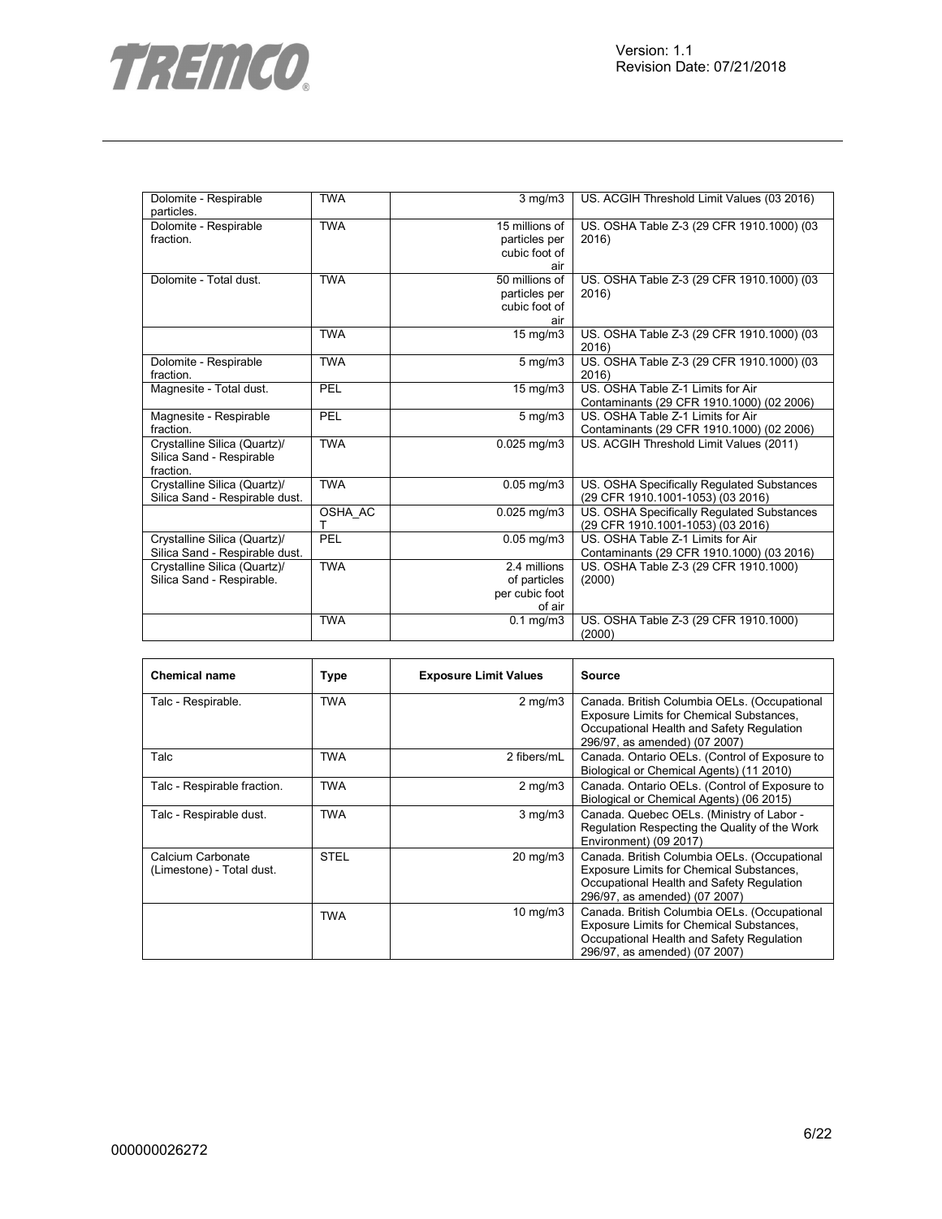| | | | |
|---|---|---|---|
| Dolomite - Respirable particles. | TWA | 3 mg/m3 | US. ACGIH Threshold Limit Values (03 2016) |
| Dolomite - Respirable fraction. | TWA | 15 millions of particles per cubic foot of air | US. OSHA Table Z-3 (29 CFR 1910.1000) (03 2016) |
| Dolomite - Total dust. | TWA | 50 millions of particles per cubic foot of air | US. OSHA Table Z-3 (29 CFR 1910.1000) (03 2016) |
| | TWA | 15 mg/m3 | US. OSHA Table Z-3 (29 CFR 1910.1000) (03 2016) |
| Dolomite - Respirable fraction. | TWA | 5 mg/m3 | US. OSHA Table Z-3 (29 CFR 1910.1000) (03 2016) |
| Magnesite - Total dust. | PEL | 15 mg/m3 | US. OSHA Table Z-1 Limits for Air Contaminants (29 CFR 1910.1000) (02 2006) |
| Magnesite - Respirable fraction. | PEL | 5 mg/m3 | US. OSHA Table Z-1 Limits for Air Contaminants (29 CFR 1910.1000) (02 2006) |
| Crystalline Silica (Quartz)/ Silica Sand - Respirable fraction. | TWA | 0.025 mg/m3 | US. ACGIH Threshold Limit Values (2011) |
| Crystalline Silica (Quartz)/ Silica Sand - Respirable dust. | TWA | 0.05 mg/m3 | US. OSHA Specifically Regulated Substances (29 CFR 1910.1001-1053) (03 2016) |
| | OSHA_ACT | 0.025 mg/m3 | US. OSHA Specifically Regulated Substances (29 CFR 1910.1001-1053) (03 2016) |
| Crystalline Silica (Quartz)/ Silica Sand - Respirable dust. | PEL | 0.05 mg/m3 | US. OSHA Table Z-1 Limits for Air Contaminants (29 CFR 1910.1000) (03 2016) |
| Crystalline Silica (Quartz)/ Silica Sand - Respirable. | TWA | 2.4 millions of particles per cubic foot of air | US. OSHA Table Z-3 (29 CFR 1910.1000) (2000) |
| | TWA | 0.1 mg/m3 | US. OSHA Table Z-3 (29 CFR 1910.1000) (2000) |

| Chemical name | Type | Exposure Limit Values | Source |
|---|---|---|---|
| Talc - Respirable. | TWA | 2 mg/m3 | Canada. British Columbia OELs. (Occupational Exposure Limits for Chemical Substances, Occupational Health and Safety Regulation 296/97, as amended) (07 2007) |
| Talc | TWA | 2 fibers/mL | Canada. Ontario OELs. (Control of Exposure to Biological or Chemical Agents) (11 2010) |
| Talc - Respirable fraction. | TWA | 2 mg/m3 | Canada. Ontario OELs. (Control of Exposure to Biological or Chemical Agents) (06 2015) |
| Talc - Respirable dust. | TWA | 3 mg/m3 | Canada. Quebec OELs. (Ministry of Labor - Regulation Respecting the Quality of the Work Environment) (09 2017) |
| Calcium Carbonate (Limestone) - Total dust. | STEL | 20 mg/m3 | Canada. British Columbia OELs. (Occupational Exposure Limits for Chemical Substances, Occupational Health and Safety Regulation 296/97, as amended) (07 2007) |
| | TWA | 10 mg/m3 | Canada. British Columbia OELs. (Occupational Exposure Limits for Chemical Substances, Occupational Health and Safety Regulation 296/97, as amended) (07 2007) |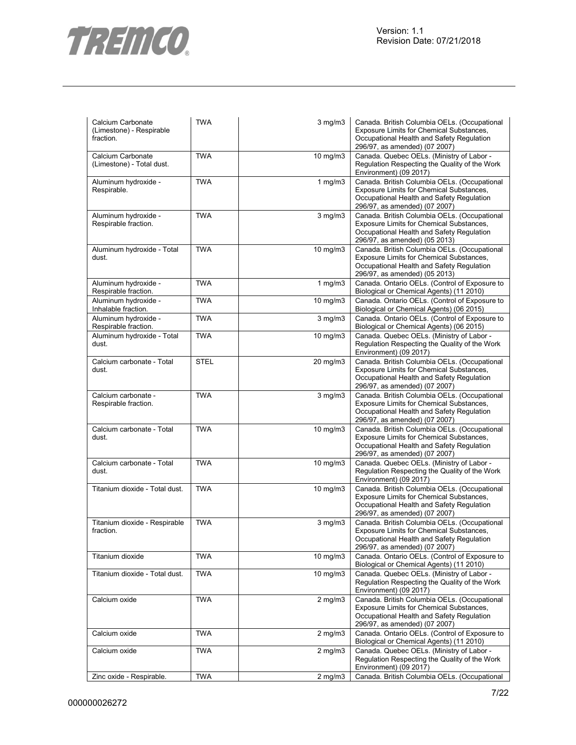| | | | |
|---|---|---|---|
| Calcium Carbonate (Limestone) - Respirable fraction. | TWA | 3 mg/m3 | Canada. British Columbia OELs. (Occupational Exposure Limits for Chemical Substances, Occupational Health and Safety Regulation 296/97, as amended) (07 2007) |
| Calcium Carbonate (Limestone) - Total dust. | TWA | 10 mg/m3 | Canada. Quebec OELs. (Ministry of Labor - Regulation Respecting the Quality of the Work Environment) (09 2017) |
| Aluminum hydroxide - Respirable. | TWA | 1 mg/m3 | Canada. British Columbia OELs. (Occupational Exposure Limits for Chemical Substances, Occupational Health and Safety Regulation 296/97, as amended) (07 2007) |
| Aluminum hydroxide - Respirable fraction. | TWA | 3 mg/m3 | Canada. British Columbia OELs. (Occupational Exposure Limits for Chemical Substances, Occupational Health and Safety Regulation 296/97, as amended) (05 2013) |
| Aluminum hydroxide - Total dust. | TWA | 10 mg/m3 | Canada. British Columbia OELs. (Occupational Exposure Limits for Chemical Substances, Occupational Health and Safety Regulation 296/97, as amended) (05 2013) |
| Aluminum hydroxide - Respirable fraction. | TWA | 1 mg/m3 | Canada. Ontario OELs. (Control of Exposure to Biological or Chemical Agents) (11 2010) |
| Aluminum hydroxide - Inhalable fraction. | TWA | 10 mg/m3 | Canada. Ontario OELs. (Control of Exposure to Biological or Chemical Agents) (06 2015) |
| Aluminum hydroxide - Respirable fraction. | TWA | 3 mg/m3 | Canada. Ontario OELs. (Control of Exposure to Biological or Chemical Agents) (06 2015) |
| Aluminum hydroxide - Total dust. | TWA | 10 mg/m3 | Canada. Quebec OELs. (Ministry of Labor - Regulation Respecting the Quality of the Work Environment) (09 2017) |
| Calcium carbonate - Total dust. | STEL | 20 mg/m3 | Canada. British Columbia OELs. (Occupational Exposure Limits for Chemical Substances, Occupational Health and Safety Regulation 296/97, as amended) (07 2007) |
| Calcium carbonate - Respirable fraction. | TWA | 3 mg/m3 | Canada. British Columbia OELs. (Occupational Exposure Limits for Chemical Substances, Occupational Health and Safety Regulation 296/97, as amended) (07 2007) |
| Calcium carbonate - Total dust. | TWA | 10 mg/m3 | Canada. British Columbia OELs. (Occupational Exposure Limits for Chemical Substances, Occupational Health and Safety Regulation 296/97, as amended) (07 2007) |
| Calcium carbonate - Total dust. | TWA | 10 mg/m3 | Canada. Quebec OELs. (Ministry of Labor - Regulation Respecting the Quality of the Work Environment) (09 2017) |
| Titanium dioxide - Total dust. | TWA | 10 mg/m3 | Canada. British Columbia OELs. (Occupational Exposure Limits for Chemical Substances, Occupational Health and Safety Regulation 296/97, as amended) (07 2007) |
| Titanium dioxide - Respirable fraction. | TWA | 3 mg/m3 | Canada. British Columbia OELs. (Occupational Exposure Limits for Chemical Substances, Occupational Health and Safety Regulation 296/97, as amended) (07 2007) |
| Titanium dioxide | TWA | 10 mg/m3 | Canada. Ontario OELs. (Control of Exposure to Biological or Chemical Agents) (11 2010) |
| Titanium dioxide - Total dust. | TWA | 10 mg/m3 | Canada. Quebec OELs. (Ministry of Labor - Regulation Respecting the Quality of the Work Environment) (09 2017) |
| Calcium oxide | TWA | 2 mg/m3 | Canada. British Columbia OELs. (Occupational Exposure Limits for Chemical Substances, Occupational Health and Safety Regulation 296/97, as amended) (07 2007) |
| Calcium oxide | TWA | 2 mg/m3 | Canada. Ontario OELs. (Control of Exposure to Biological or Chemical Agents) (11 2010) |
| Calcium oxide | TWA | 2 mg/m3 | Canada. Quebec OELs. (Ministry of Labor - Regulation Respecting the Quality of the Work Environment) (09 2017) |
| Zinc oxide - Respirable. | TWA | 2 mg/m3 | Canada. British Columbia OELs. (Occupational |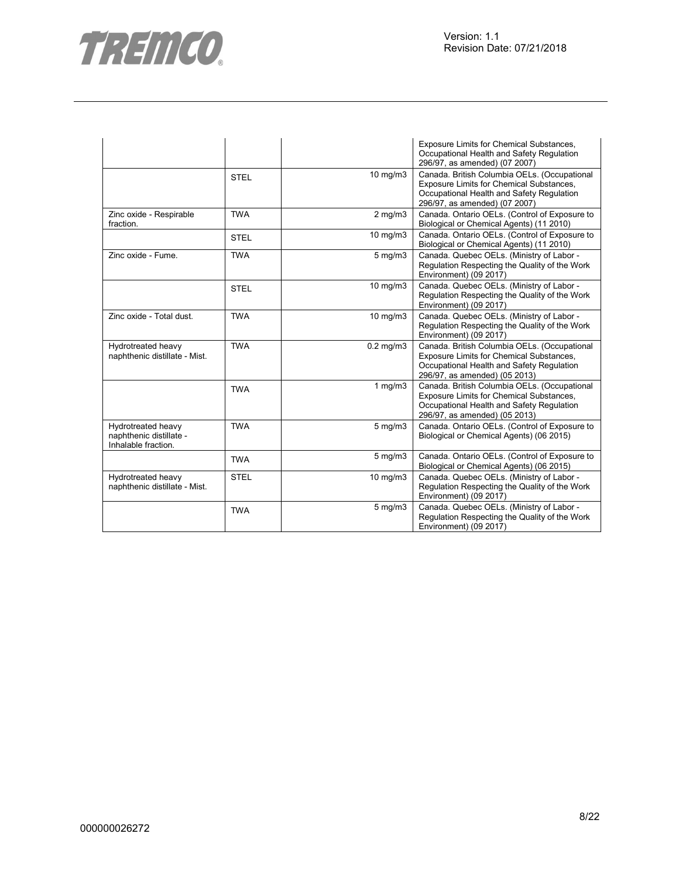|  |  |  | Exposure Limits for Chemical Substances, Occupational Health and Safety Regulation 296/97, as amended) (07 2007) |
|---|---|---|---|
|  | STEL | 10 mg/m3 | Canada. British Columbia OELs. (Occupational Exposure Limits for Chemical Substances, Occupational Health and Safety Regulation 296/97, as amended) (07 2007) |
| Zinc oxide - Respirable fraction. | TWA | 2 mg/m3 | Canada. Ontario OELs. (Control of Exposure to Biological or Chemical Agents) (11 2010) |
|  | STEL | 10 mg/m3 | Canada. Ontario OELs. (Control of Exposure to Biological or Chemical Agents) (11 2010) |
| Zinc oxide - Fume. | TWA | 5 mg/m3 | Canada. Quebec OELs. (Ministry of Labor - Regulation Respecting the Quality of the Work Environment) (09 2017) |
|  | STEL | 10 mg/m3 | Canada. Quebec OELs. (Ministry of Labor - Regulation Respecting the Quality of the Work Environment) (09 2017) |
| Zinc oxide - Total dust. | TWA | 10 mg/m3 | Canada. Quebec OELs. (Ministry of Labor - Regulation Respecting the Quality of the Work Environment) (09 2017) |
| Hydrotreated heavy naphthenic distillate - Mist. | TWA | 0.2 mg/m3 | Canada. British Columbia OELs. (Occupational Exposure Limits for Chemical Substances, Occupational Health and Safety Regulation 296/97, as amended) (05 2013) |
|  | TWA | 1 mg/m3 | Canada. British Columbia OELs. (Occupational Exposure Limits for Chemical Substances, Occupational Health and Safety Regulation 296/97, as amended) (05 2013) |
| Hydrotreated heavy naphthenic distillate - Inhalable fraction. | TWA | 5 mg/m3 | Canada. Ontario OELs. (Control of Exposure to Biological or Chemical Agents) (06 2015) |
|  | TWA | 5 mg/m3 | Canada. Ontario OELs. (Control of Exposure to Biological or Chemical Agents) (06 2015) |
| Hydrotreated heavy naphthenic distillate - Mist. | STEL | 10 mg/m3 | Canada. Quebec OELs. (Ministry of Labor - Regulation Respecting the Quality of the Work Environment) (09 2017) |
|  | TWA | 5 mg/m3 | Canada. Quebec OELs. (Ministry of Labor - Regulation Respecting the Quality of the Work Environment) (09 2017) |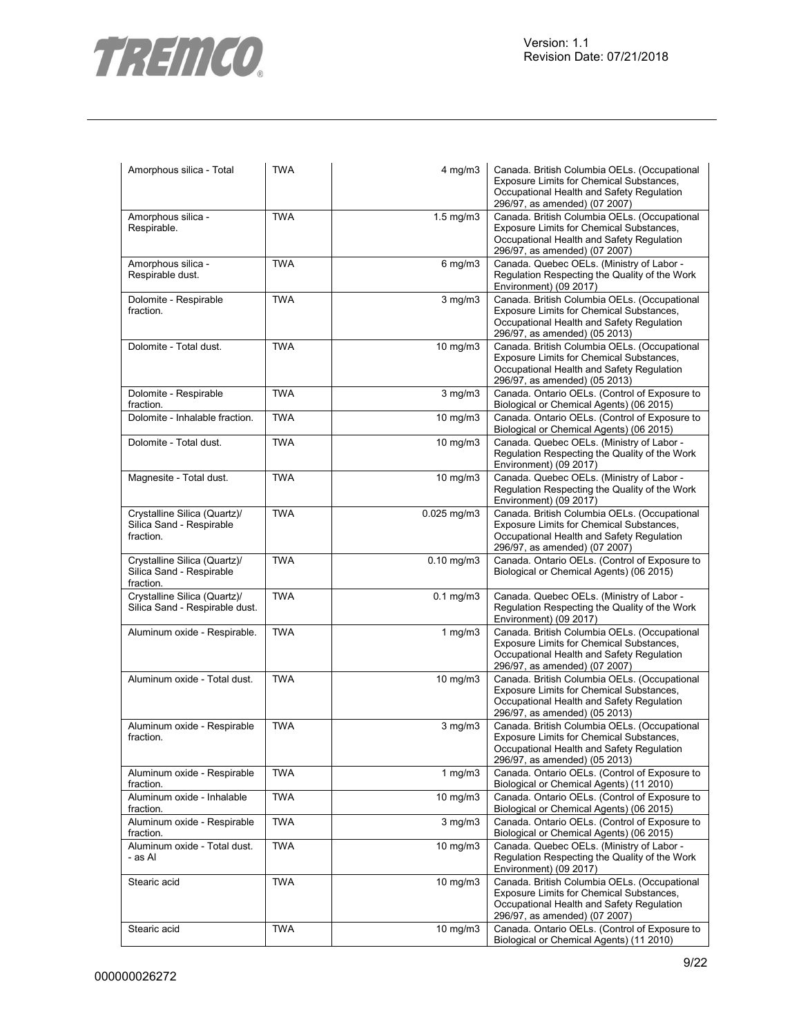| | | | |
|---|---|---|---|
| Amorphous silica - Total | TWA | 4 mg/m3 | Canada. British Columbia OELs. (Occupational Exposure Limits for Chemical Substances, Occupational Health and Safety Regulation 296/97, as amended) (07 2007) |
| Amorphous silica - Respirable. | TWA | 1.5 mg/m3 | Canada. British Columbia OELs. (Occupational Exposure Limits for Chemical Substances, Occupational Health and Safety Regulation 296/97, as amended) (07 2007) |
| Amorphous silica - Respirable dust. | TWA | 6 mg/m3 | Canada. Quebec OELs. (Ministry of Labor - Regulation Respecting the Quality of the Work Environment) (09 2017) |
| Dolomite - Respirable fraction. | TWA | 3 mg/m3 | Canada. British Columbia OELs. (Occupational Exposure Limits for Chemical Substances, Occupational Health and Safety Regulation 296/97, as amended) (05 2013) |
| Dolomite - Total dust. | TWA | 10 mg/m3 | Canada. British Columbia OELs. (Occupational Exposure Limits for Chemical Substances, Occupational Health and Safety Regulation 296/97, as amended) (05 2013) |
| Dolomite - Respirable fraction. | TWA | 3 mg/m3 | Canada. Ontario OELs. (Control of Exposure to Biological or Chemical Agents) (06 2015) |
| Dolomite - Inhalable fraction. | TWA | 10 mg/m3 | Canada. Ontario OELs. (Control of Exposure to Biological or Chemical Agents) (06 2015) |
| Dolomite - Total dust. | TWA | 10 mg/m3 | Canada. Quebec OELs. (Ministry of Labor - Regulation Respecting the Quality of the Work Environment) (09 2017) |
| Magnesite - Total dust. | TWA | 10 mg/m3 | Canada. Quebec OELs. (Ministry of Labor - Regulation Respecting the Quality of the Work Environment) (09 2017) |
| Crystalline Silica (Quartz)/ Silica Sand - Respirable fraction. | TWA | 0.025 mg/m3 | Canada. British Columbia OELs. (Occupational Exposure Limits for Chemical Substances, Occupational Health and Safety Regulation 296/97, as amended) (07 2007) |
| Crystalline Silica (Quartz)/ Silica Sand - Respirable fraction. | TWA | 0.10 mg/m3 | Canada. Ontario OELs. (Control of Exposure to Biological or Chemical Agents) (06 2015) |
| Crystalline Silica (Quartz)/ Silica Sand - Respirable dust. | TWA | 0.1 mg/m3 | Canada. Quebec OELs. (Ministry of Labor - Regulation Respecting the Quality of the Work Environment) (09 2017) |
| Aluminum oxide - Respirable. | TWA | 1 mg/m3 | Canada. British Columbia OELs. (Occupational Exposure Limits for Chemical Substances, Occupational Health and Safety Regulation 296/97, as amended) (07 2007) |
| Aluminum oxide - Total dust. | TWA | 10 mg/m3 | Canada. British Columbia OELs. (Occupational Exposure Limits for Chemical Substances, Occupational Health and Safety Regulation 296/97, as amended) (05 2013) |
| Aluminum oxide - Respirable fraction. | TWA | 3 mg/m3 | Canada. British Columbia OELs. (Occupational Exposure Limits for Chemical Substances, Occupational Health and Safety Regulation 296/97, as amended) (05 2013) |
| Aluminum oxide - Respirable fraction. | TWA | 1 mg/m3 | Canada. Ontario OELs. (Control of Exposure to Biological or Chemical Agents) (11 2010) |
| Aluminum oxide - Inhalable fraction. | TWA | 10 mg/m3 | Canada. Ontario OELs. (Control of Exposure to Biological or Chemical Agents) (06 2015) |
| Aluminum oxide - Respirable fraction. | TWA | 3 mg/m3 | Canada. Ontario OELs. (Control of Exposure to Biological or Chemical Agents) (06 2015) |
| Aluminum oxide - Total dust. - as Al | TWA | 10 mg/m3 | Canada. Quebec OELs. (Ministry of Labor - Regulation Respecting the Quality of the Work Environment) (09 2017) |
| Stearic acid | TWA | 10 mg/m3 | Canada. British Columbia OELs. (Occupational Exposure Limits for Chemical Substances, Occupational Health and Safety Regulation 296/97, as amended) (07 2007) |
| Stearic acid | TWA | 10 mg/m3 | Canada. Ontario OELs. (Control of Exposure to Biological or Chemical Agents) (11 2010) |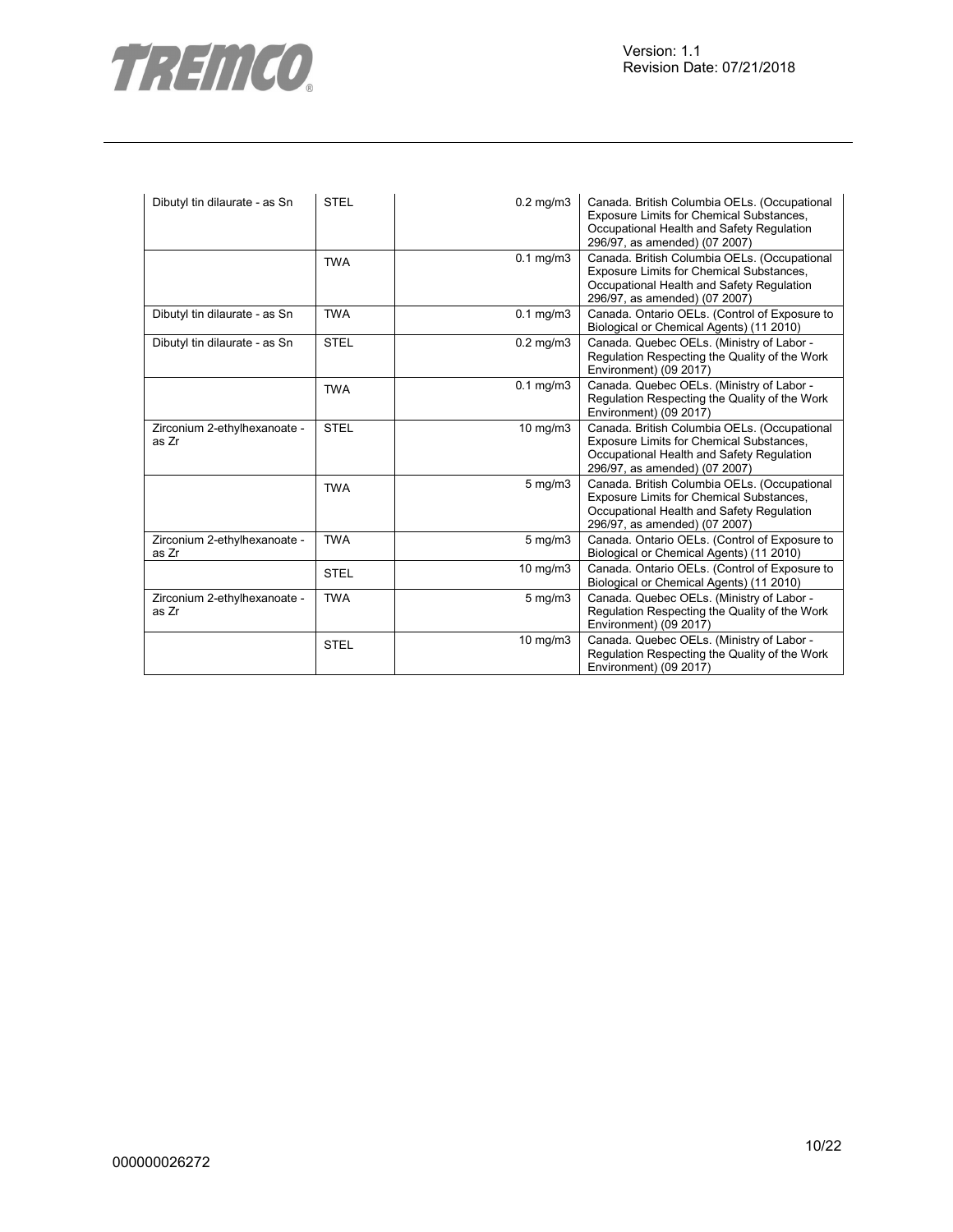| | | | |
|---|---|---|---|
| Dibutyl tin dilaurate - as Sn | STEL | 0.2 mg/m3 | Canada. British Columbia OELs. (Occupational Exposure Limits for Chemical Substances, Occupational Health and Safety Regulation 296/97, as amended) (07 2007) |
| | TWA | 0.1 mg/m3 | Canada. British Columbia OELs. (Occupational Exposure Limits for Chemical Substances, Occupational Health and Safety Regulation 296/97, as amended) (07 2007) |
| Dibutyl tin dilaurate - as Sn | TWA | 0.1 mg/m3 | Canada. Ontario OELs. (Control of Exposure to Biological or Chemical Agents) (11 2010) |
| Dibutyl tin dilaurate - as Sn | STEL | 0.2 mg/m3 | Canada. Quebec OELs. (Ministry of Labor - Regulation Respecting the Quality of the Work Environment) (09 2017) |
| | TWA | 0.1 mg/m3 | Canada. Quebec OELs. (Ministry of Labor - Regulation Respecting the Quality of the Work Environment) (09 2017) |
| Zirconium 2-ethylhexanoate - as Zr | STEL | 10 mg/m3 | Canada. British Columbia OELs. (Occupational Exposure Limits for Chemical Substances, Occupational Health and Safety Regulation 296/97, as amended) (07 2007) |
| | TWA | 5 mg/m3 | Canada. British Columbia OELs. (Occupational Exposure Limits for Chemical Substances, Occupational Health and Safety Regulation 296/97, as amended) (07 2007) |
| Zirconium 2-ethylhexanoate - as Zr | TWA | 5 mg/m3 | Canada. Ontario OELs. (Control of Exposure to Biological or Chemical Agents) (11 2010) |
| | STEL | 10 mg/m3 | Canada. Ontario OELs. (Control of Exposure to Biological or Chemical Agents) (11 2010) |
| Zirconium 2-ethylhexanoate - as Zr | TWA | 5 mg/m3 | Canada. Quebec OELs. (Ministry of Labor - Regulation Respecting the Quality of the Work Environment) (09 2017) |
| | STEL | 10 mg/m3 | Canada. Quebec OELs. (Ministry of Labor - Regulation Respecting the Quality of the Work Environment) (09 2017) |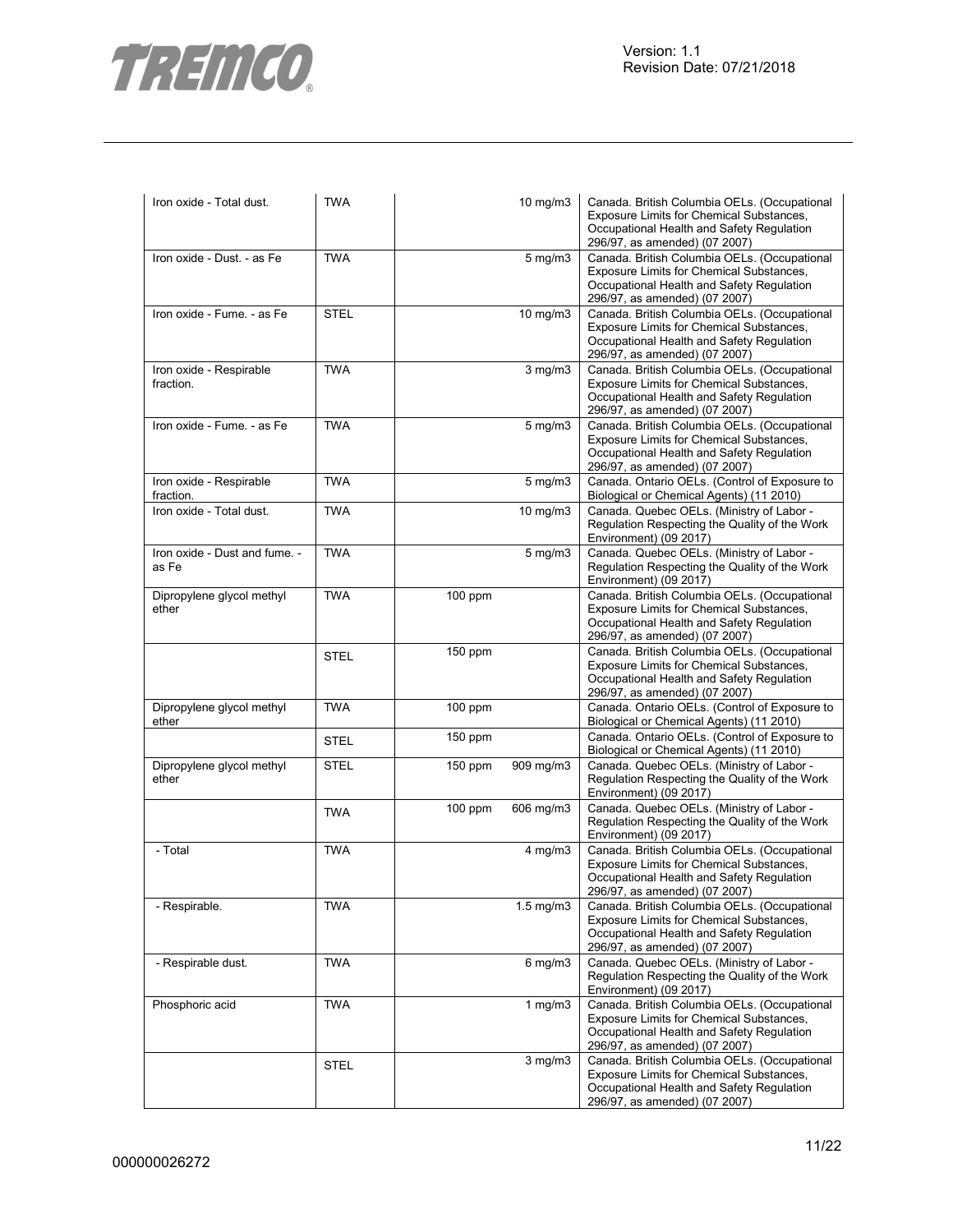| | | | | |
|---|---|---|---|---|
| Iron oxide - Total dust. | TWA | | 10 mg/m3 | Canada. British Columbia OELs. (Occupational Exposure Limits for Chemical Substances, Occupational Health and Safety Regulation 296/97, as amended) (07 2007) |
| Iron oxide - Dust. - as Fe | TWA | | 5 mg/m3 | Canada. British Columbia OELs. (Occupational Exposure Limits for Chemical Substances, Occupational Health and Safety Regulation 296/97, as amended) (07 2007) |
| Iron oxide - Fume. - as Fe | STEL | | 10 mg/m3 | Canada. British Columbia OELs. (Occupational Exposure Limits for Chemical Substances, Occupational Health and Safety Regulation 296/97, as amended) (07 2007) |
| Iron oxide - Respirable fraction. | TWA | | 3 mg/m3 | Canada. British Columbia OELs. (Occupational Exposure Limits for Chemical Substances, Occupational Health and Safety Regulation 296/97, as amended) (07 2007) |
| Iron oxide - Fume. - as Fe | TWA | | 5 mg/m3 | Canada. British Columbia OELs. (Occupational Exposure Limits for Chemical Substances, Occupational Health and Safety Regulation 296/97, as amended) (07 2007) |
| Iron oxide - Respirable fraction. | TWA | | 5 mg/m3 | Canada. Ontario OELs. (Control of Exposure to Biological or Chemical Agents) (11 2010) |
| Iron oxide - Total dust. | TWA | | 10 mg/m3 | Canada. Quebec OELs. (Ministry of Labor - Regulation Respecting the Quality of the Work Environment) (09 2017) |
| Iron oxide - Dust and fume. - as Fe | TWA | | 5 mg/m3 | Canada. Quebec OELs. (Ministry of Labor - Regulation Respecting the Quality of the Work Environment) (09 2017) |
| Dipropylene glycol methyl ether | TWA | 100 ppm | | Canada. British Columbia OELs. (Occupational Exposure Limits for Chemical Substances, Occupational Health and Safety Regulation 296/97, as amended) (07 2007) |
| | STEL | 150 ppm | | Canada. British Columbia OELs. (Occupational Exposure Limits for Chemical Substances, Occupational Health and Safety Regulation 296/97, as amended) (07 2007) |
| Dipropylene glycol methyl ether | TWA | 100 ppm | | Canada. Ontario OELs. (Control of Exposure to Biological or Chemical Agents) (11 2010) |
| | STEL | 150 ppm | | Canada. Ontario OELs. (Control of Exposure to Biological or Chemical Agents) (11 2010) |
| Dipropylene glycol methyl ether | STEL | 150 ppm | 909 mg/m3 | Canada. Quebec OELs. (Ministry of Labor - Regulation Respecting the Quality of the Work Environment) (09 2017) |
| | TWA | 100 ppm | 606 mg/m3 | Canada. Quebec OELs. (Ministry of Labor - Regulation Respecting the Quality of the Work Environment) (09 2017) |
| - Total | TWA | | 4 mg/m3 | Canada. British Columbia OELs. (Occupational Exposure Limits for Chemical Substances, Occupational Health and Safety Regulation 296/97, as amended) (07 2007) |
| - Respirable. | TWA | | 1.5 mg/m3 | Canada. British Columbia OELs. (Occupational Exposure Limits for Chemical Substances, Occupational Health and Safety Regulation 296/97, as amended) (07 2007) |
| - Respirable dust. | TWA | | 6 mg/m3 | Canada. Quebec OELs. (Ministry of Labor - Regulation Respecting the Quality of the Work Environment) (09 2017) |
| Phosphoric acid | TWA | | 1 mg/m3 | Canada. British Columbia OELs. (Occupational Exposure Limits for Chemical Substances, Occupational Health and Safety Regulation 296/97, as amended) (07 2007) |
| | STEL | | 3 mg/m3 | Canada. British Columbia OELs. (Occupational Exposure Limits for Chemical Substances, Occupational Health and Safety Regulation 296/97, as amended) (07 2007) |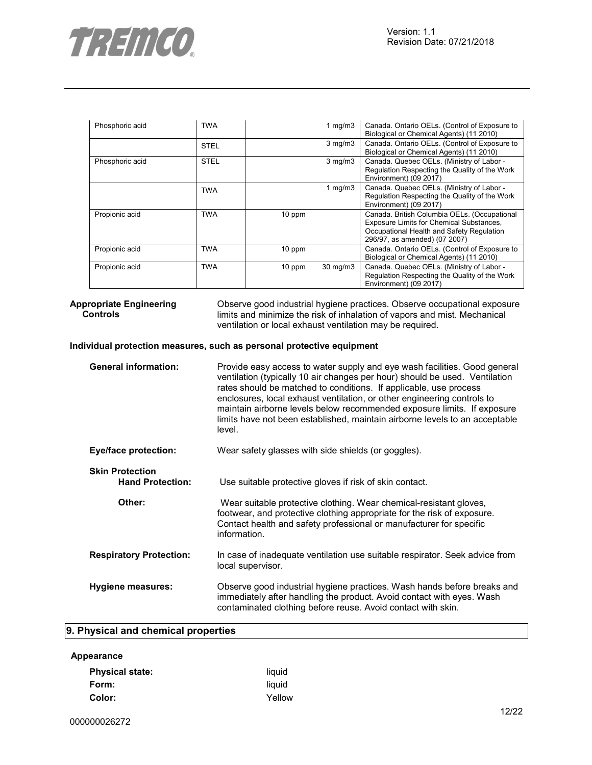| | | | | |
|---|---|---|---|---|
| Phosphoric acid | TWA | | 1 mg/m3 | Canada. Ontario OELs. (Control of Exposure to Biological or Chemical Agents) (11 2010) |
| | STEL | | 3 mg/m3 | Canada. Ontario OELs. (Control of Exposure to Biological or Chemical Agents) (11 2010) |
| Phosphoric acid | STEL | | 3 mg/m3 | Canada. Quebec OELs. (Ministry of Labor - Regulation Respecting the Quality of the Work Environment) (09 2017) |
| | TWA | | 1 mg/m3 | Canada. Quebec OELs. (Ministry of Labor - Regulation Respecting the Quality of the Work Environment) (09 2017) |
| Propionic acid | TWA | 10 ppm | | Canada. British Columbia OELs. (Occupational Exposure Limits for Chemical Substances, Occupational Health and Safety Regulation 296/97, as amended) (07 2007) |
| Propionic acid | TWA | 10 ppm | | Canada. Ontario OELs. (Control of Exposure to Biological or Chemical Agents) (11 2010) |
| Propionic acid | TWA | 10 ppm | 30 mg/m3 | Canada. Quebec OELs. (Ministry of Labor - Regulation Respecting the Quality of the Work Environment) (09 2017) |

**Appropriate Engineering Controls** Observe good industrial hygiene practices. Observe occupational exposure limits and minimize the risk of inhalation of vapors and mist. Mechanical ventilation or local exhaust ventilation may be required.

**Individual protection measures, such as personal protective equipment**

**General information:** Provide easy access to water supply and eye wash facilities. Good general ventilation (typically 10 air changes per hour) should be used. Ventilation rates should be matched to conditions. If applicable, use process enclosures, local exhaust ventilation, or other engineering controls to maintain airborne levels below recommended exposure limits. If exposure limits have not been established, maintain airborne levels to an acceptable level.

**Eye/face protection:** Wear safety glasses with side shields (or goggles).

**Skin Protection**

**Hand Protection:** Use suitable protective gloves if risk of skin contact.

**Other:** Wear suitable protective clothing. Wear chemical-resistant gloves, footwear, and protective clothing appropriate for the risk of exposure. Contact health and safety professional or manufacturer for specific information.

**Respiratory Protection:** In case of inadequate ventilation use suitable respirator. Seek advice from local supervisor.

**Hygiene measures:** Observe good industrial hygiene practices. Wash hands before breaks and immediately after handling the product. Avoid contact with eyes. Wash contaminated clothing before reuse. Avoid contact with skin.

## 9. Physical and chemical properties

**Appearance**

**Physical state:** liquid

**Form:** liquid

**Color:** Yellow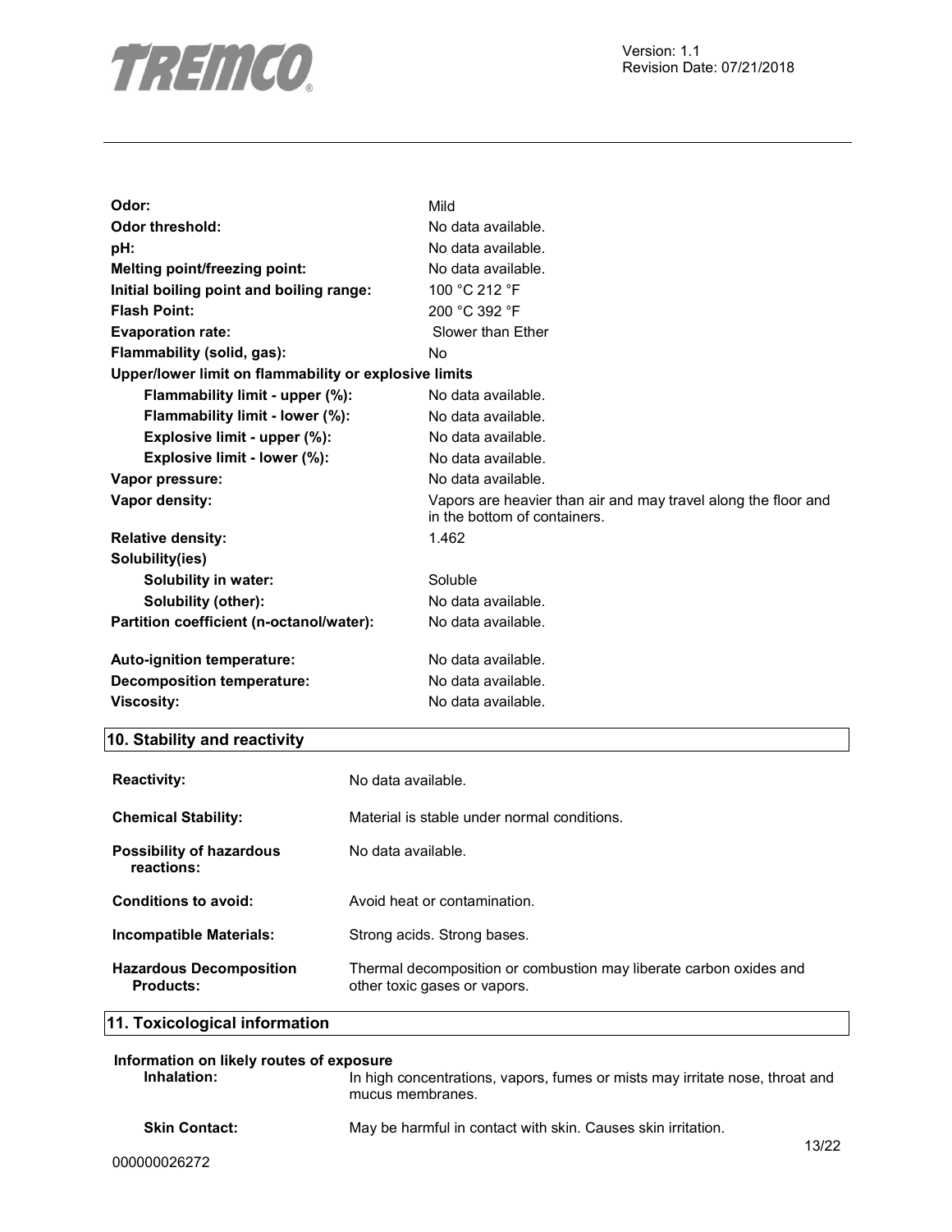| | |
|---|---|
| **Odor:** | Mild |
| **Odor threshold:** | No data available. |
| **pH:** | No data available. |
| **Melting point/freezing point:** | No data available. |
| **Initial boiling point and boiling range:** | 100 °C 212 °F |
| **Flash Point:** | 200 °C 392 °F |
| **Evaporation rate:** | Slower than Ether |
| **Flammability (solid, gas):** | No |
| **Upper/lower limit on flammability or explosive limits** | |
| **Flammability limit - upper (%):** | No data available. |
| **Flammability limit - lower (%):** | No data available. |
| **Explosive limit - upper (%):** | No data available. |
| **Explosive limit - lower (%):** | No data available. |
| **Vapor pressure:** | No data available. |
| **Vapor density:** | Vapors are heavier than air and may travel along the floor and in the bottom of containers. |
| **Relative density:** | 1.462 |
| **Solubility(ies)** | |
| **Solubility in water:** | Soluble |
| **Solubility (other):** | No data available. |
| **Partition coefficient (n-octanol/water):** | No data available. |
| **Auto-ignition temperature:** | No data available. |
| **Decomposition temperature:** | No data available. |
| **Viscosity:** | No data available. |

## 10. Stability and reactivity

| | |
|---|---|
| **Reactivity:** | No data available. |
| **Chemical Stability:** | Material is stable under normal conditions. |
| **Possibility of hazardous reactions:** | No data available. |
| **Conditions to avoid:** | Avoid heat or contamination. |
| **Incompatible Materials:** | Strong acids. Strong bases. |
| **Hazardous Decomposition Products:** | Thermal decomposition or combustion may liberate carbon oxides and other toxic gases or vapors. |

## 11. Toxicological information

**Information on likely routes of exposure**

| | |
|---|---|
| **Inhalation:** | In high concentrations, vapors, fumes or mists may irritate nose, throat and mucus membranes. |
| **Skin Contact:** | May be harmful in contact with skin. Causes skin irritation. |

000000026272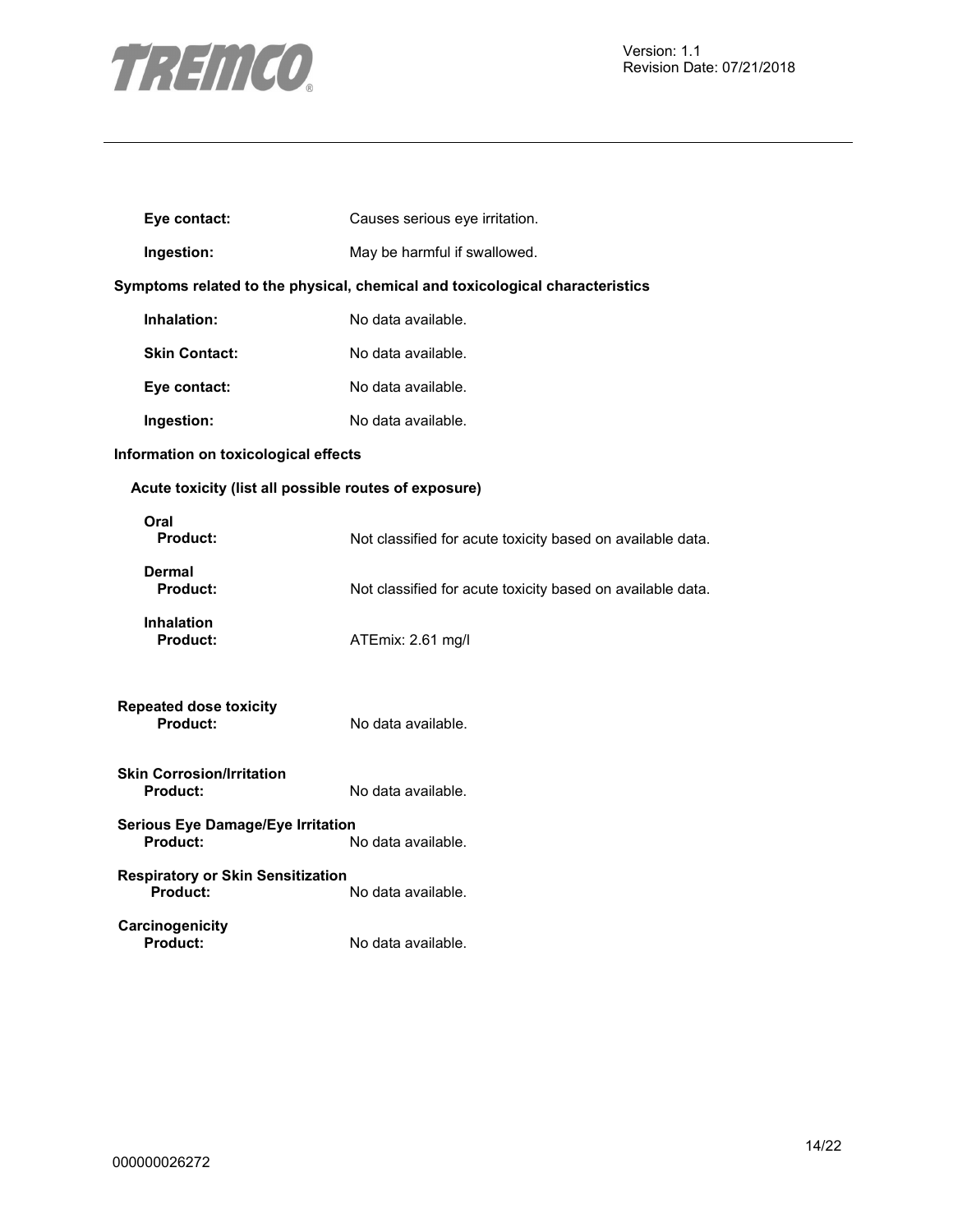**Eye contact:** Causes serious eye irritation.

**Ingestion:** May be harmful if swallowed.

**Symptoms related to the physical, chemical and toxicological characteristics**

**Inhalation:** No data available.

**Skin Contact:** No data available.

**Eye contact:** No data available.

**Ingestion:** No data available.

**Information on toxicological effects**

**Acute toxicity (list all possible routes of exposure)**

**Oral**
**Product:** Not classified for acute toxicity based on available data.

**Dermal**
**Product:** Not classified for acute toxicity based on available data.

**Inhalation**
**Product:** ATEmix: 2.61 mg/l

**Repeated dose toxicity**
**Product:** No data available.

**Skin Corrosion/Irritation**
**Product:** No data available.

**Serious Eye Damage/Eye Irritation**
**Product:** No data available.

**Respiratory or Skin Sensitization**
**Product:** No data available.

**Carcinogenicity**
**Product:** No data available.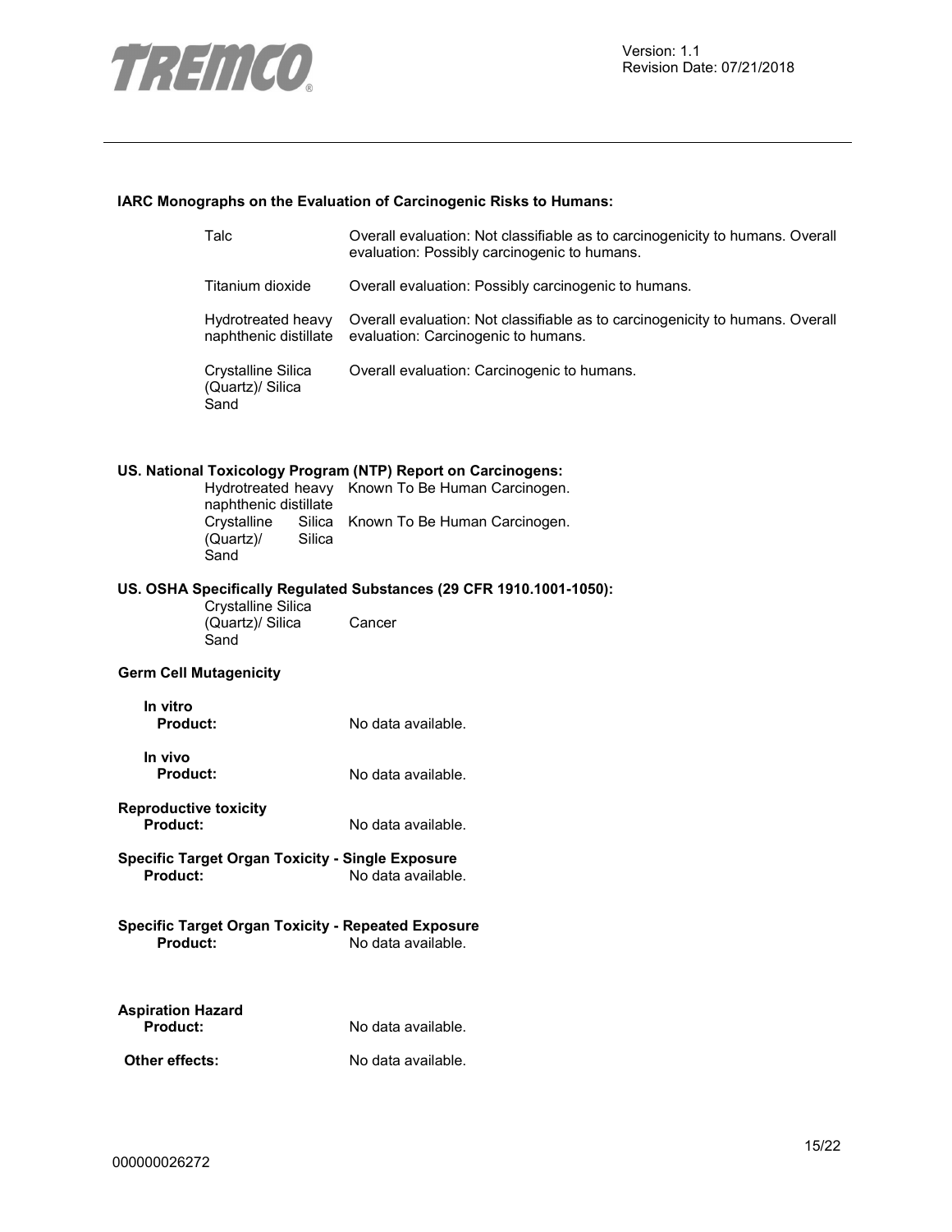**IARC Monographs on the Evaluation of Carcinogenic Risks to Humans:**

| | |
|---|---|
| Talc | Overall evaluation: Not classifiable as to carcinogenicity to humans. Overall evaluation: Possibly carcinogenic to humans. |
| Titanium dioxide | Overall evaluation: Possibly carcinogenic to humans. |
| Hydrotreated heavy naphthenic distillate | Overall evaluation: Not classifiable as to carcinogenicity to humans. Overall evaluation: Carcinogenic to humans. |
| Crystalline Silica (Quartz)/ Silica Sand | Overall evaluation: Carcinogenic to humans. |

**US. National Toxicology Program (NTP) Report on Carcinogens:**

| | |
|---|---|
| Hydrotreated heavy naphthenic distillate | Known To Be Human Carcinogen. |
| Crystalline Silica (Quartz)/ Silica Sand | Known To Be Human Carcinogen. |

**US. OSHA Specifically Regulated Substances (29 CFR 1910.1001-1050):**

| | |
|---|---|
| Crystalline Silica (Quartz)/ Silica Sand | Cancer |

**Germ Cell Mutagenicity**

**In vitro**
**Product:** No data available.

**In vivo**
**Product:** No data available.

**Reproductive toxicity**
**Product:** No data available.

**Specific Target Organ Toxicity - Single Exposure**
**Product:** No data available.

**Specific Target Organ Toxicity - Repeated Exposure**
**Product:** No data available.

**Aspiration Hazard**
**Product:** No data available.

**Other effects:** No data available.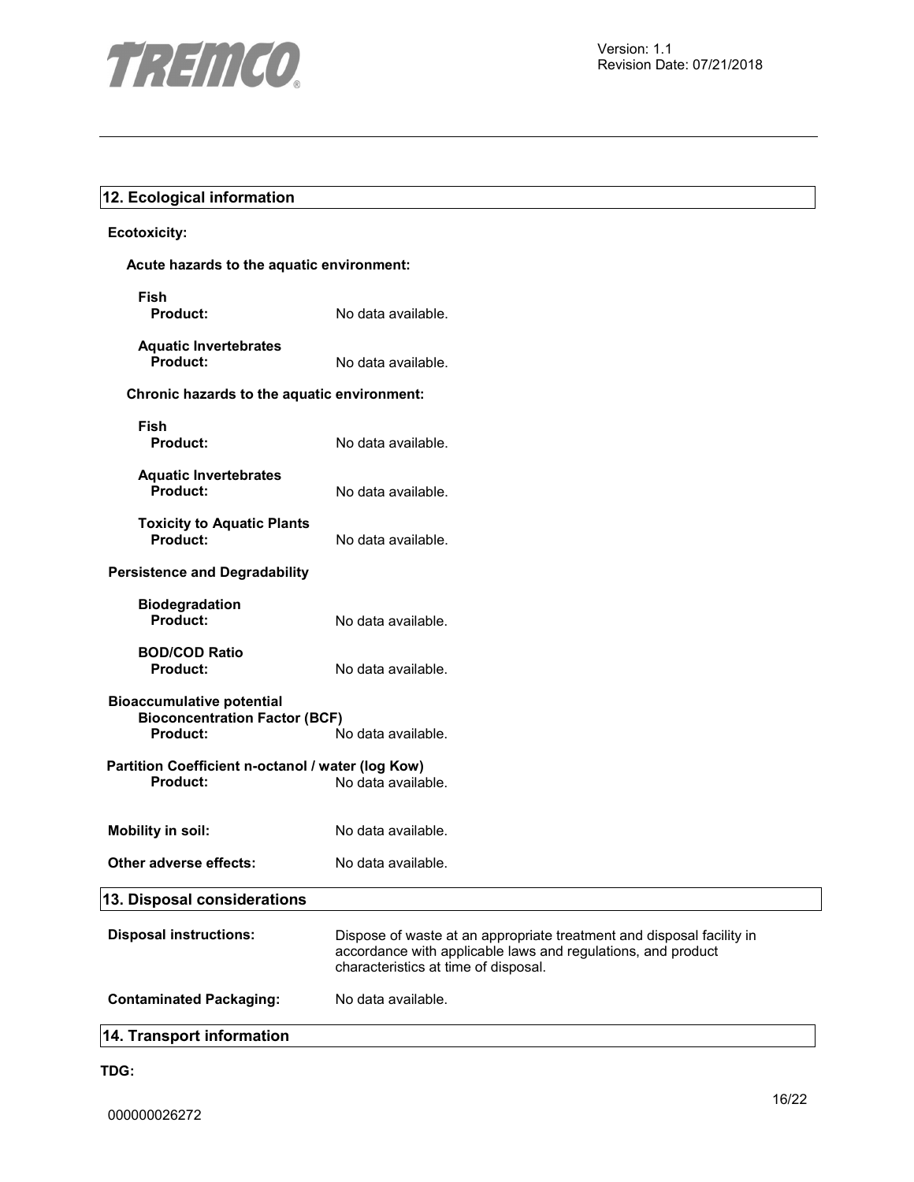## 12. Ecological information

**Ecotoxicity:**

**Acute hazards to the aquatic environment:**

**Fish**
**Product:** No data available.

**Aquatic Invertebrates**
**Product:** No data available.

**Chronic hazards to the aquatic environment:**

**Fish**
**Product:** No data available.

**Aquatic Invertebrates**
**Product:** No data available.

**Toxicity to Aquatic Plants**
**Product:** No data available.

**Persistence and Degradability**

**Biodegradation**
**Product:** No data available.

**BOD/COD Ratio**
**Product:** No data available.

**Bioaccumulative potential**
**Bioconcentration Factor (BCF)**
**Product:** No data available.

**Partition Coefficient n-octanol / water (log Kow)**
**Product:** No data available.

**Mobility in soil:** No data available.

**Other adverse effects:** No data available.

## 13. Disposal considerations

**Disposal instructions:** Dispose of waste at an appropriate treatment and disposal facility in accordance with applicable laws and regulations, and product characteristics at time of disposal.

**Contaminated Packaging:** No data available.

## 14. Transport information

**TDG:**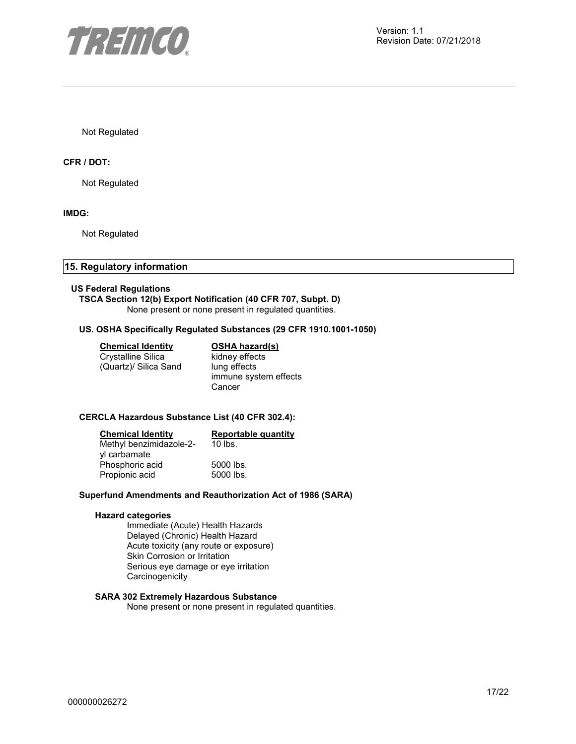Not Regulated

**CFR / DOT:**

Not Regulated

**IMDG:**

Not Regulated

## 15. Regulatory information

**US Federal Regulations**

**TSCA Section 12(b) Export Notification (40 CFR 707, Subpt. D)**

None present or none present in regulated quantities.

**US. OSHA Specifically Regulated Substances (29 CFR 1910.1001-1050)**

| Chemical Identity | OSHA hazard(s) |
|---|---|
| Crystalline Silica (Quartz)/ Silica Sand | kidney effects<br>lung effects<br>immune system effects<br>Cancer |

**CERCLA Hazardous Substance List (40 CFR 302.4):**

| Chemical Identity | Reportable quantity |
|---|---|
| Methyl benzimidazole-2-yl carbamate | 10 lbs. |
| Phosphoric acid | 5000 lbs. |
| Propionic acid | 5000 lbs. |

**Superfund Amendments and Reauthorization Act of 1986 (SARA)**

**Hazard categories**

Immediate (Acute) Health Hazards
Delayed (Chronic) Health Hazard
Acute toxicity (any route or exposure)
Skin Corrosion or Irritation
Serious eye damage or eye irritation
Carcinogenicity

**SARA 302 Extremely Hazardous Substance**

None present or none present in regulated quantities.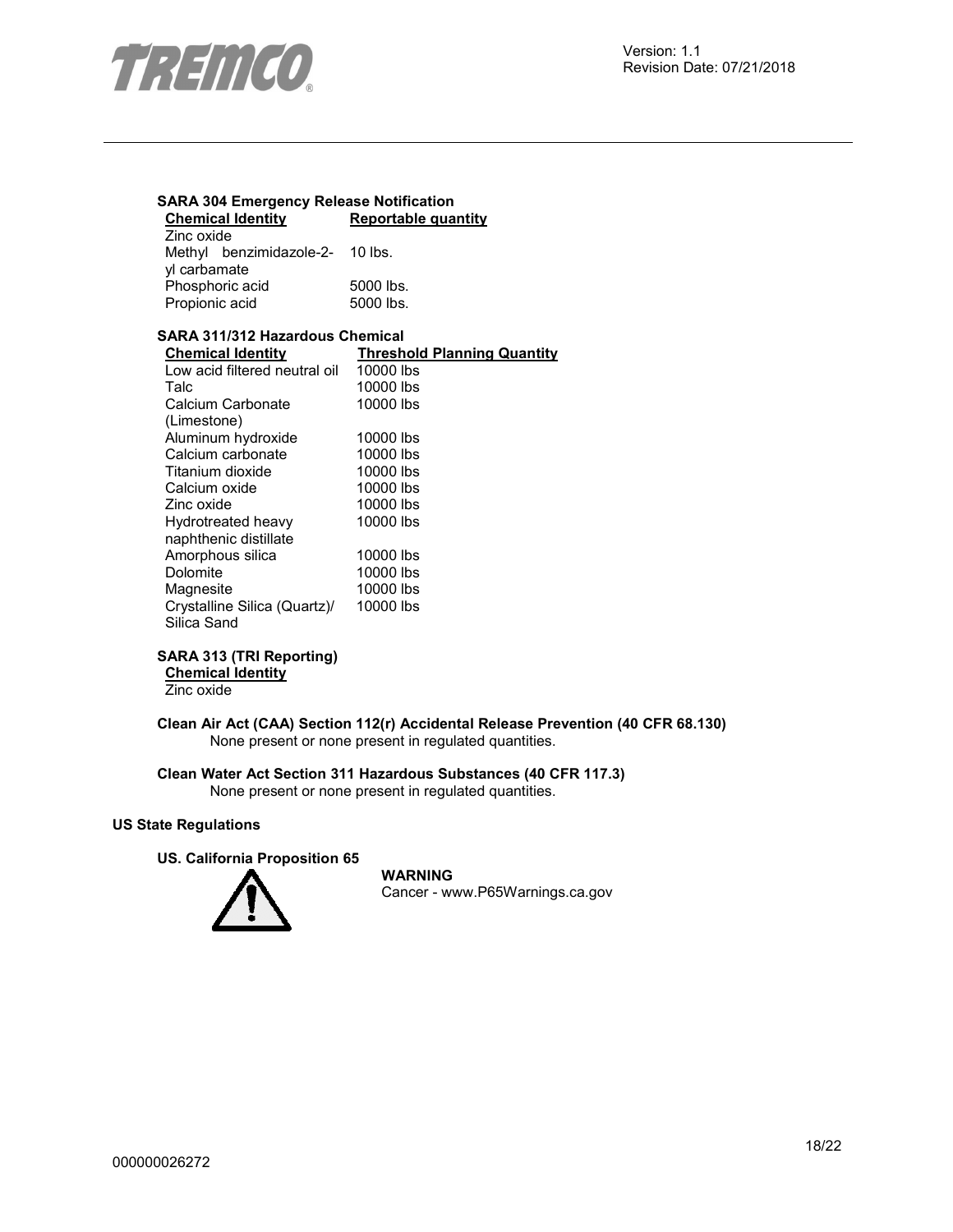**SARA 304 Emergency Release Notification**

| Chemical Identity | Reportable quantity |
|---|---|
| Zinc oxide | |
| Methyl benzimidazole-2-yl carbamate | 10 lbs. |
| Phosphoric acid | 5000 lbs. |
| Propionic acid | 5000 lbs. |

**SARA 311/312 Hazardous Chemical**

| Chemical Identity | Threshold Planning Quantity |
|---|---|
| Low acid filtered neutral oil | 10000 lbs |
| Talc | 10000 lbs |
| Calcium Carbonate (Limestone) | 10000 lbs |
| Aluminum hydroxide | 10000 lbs |
| Calcium carbonate | 10000 lbs |
| Titanium dioxide | 10000 lbs |
| Calcium oxide | 10000 lbs |
| Zinc oxide | 10000 lbs |
| Hydrotreated heavy naphthenic distillate | 10000 lbs |
| Amorphous silica | 10000 lbs |
| Dolomite | 10000 lbs |
| Magnesite | 10000 lbs |
| Crystalline Silica (Quartz)/ Silica Sand | 10000 lbs |

**SARA 313 (TRI Reporting)**

| Chemical Identity |
|---|
| Zinc oxide |

**Clean Air Act (CAA) Section 112(r) Accidental Release Prevention (40 CFR 68.130)**

None present or none present in regulated quantities.

**Clean Water Act Section 311 Hazardous Substances (40 CFR 117.3)**

None present or none present in regulated quantities.

**US State Regulations**

**US. California Proposition 65**

**WARNING**

Cancer - www.P65Warnings.ca.gov

000000026272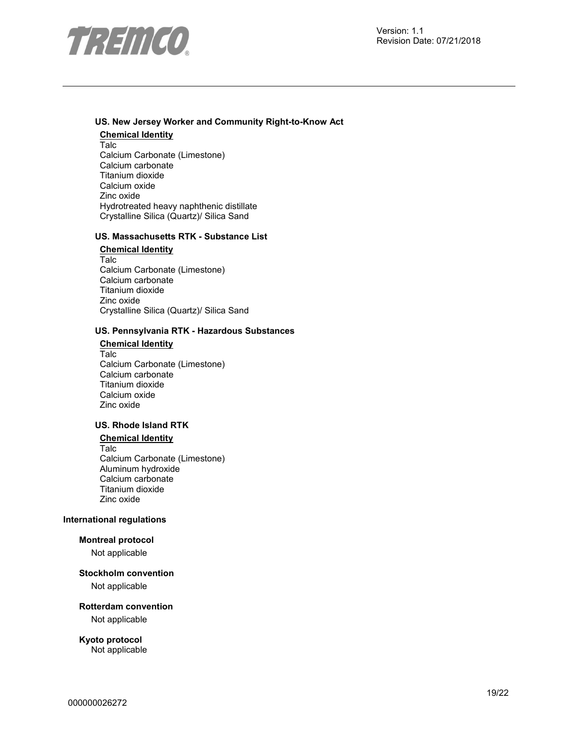**US. New Jersey Worker and Community Right-to-Know Act**

**Chemical Identity**

Talc
Calcium Carbonate (Limestone)
Calcium carbonate
Titanium dioxide
Calcium oxide
Zinc oxide
Hydrotreated heavy naphthenic distillate
Crystalline Silica (Quartz)/ Silica Sand

**US. Massachusetts RTK - Substance List**

**Chemical Identity**

Talc
Calcium Carbonate (Limestone)
Calcium carbonate
Titanium dioxide
Zinc oxide
Crystalline Silica (Quartz)/ Silica Sand

**US. Pennsylvania RTK - Hazardous Substances**

**Chemical Identity**

Talc
Calcium Carbonate (Limestone)
Calcium carbonate
Titanium dioxide
Calcium oxide
Zinc oxide

**US. Rhode Island RTK**

**Chemical Identity**

Talc
Calcium Carbonate (Limestone)
Aluminum hydroxide
Calcium carbonate
Titanium dioxide
Zinc oxide

**International regulations**

**Montreal protocol**

Not applicable

**Stockholm convention**

Not applicable

**Rotterdam convention**

Not applicable

**Kyoto protocol**

Not applicable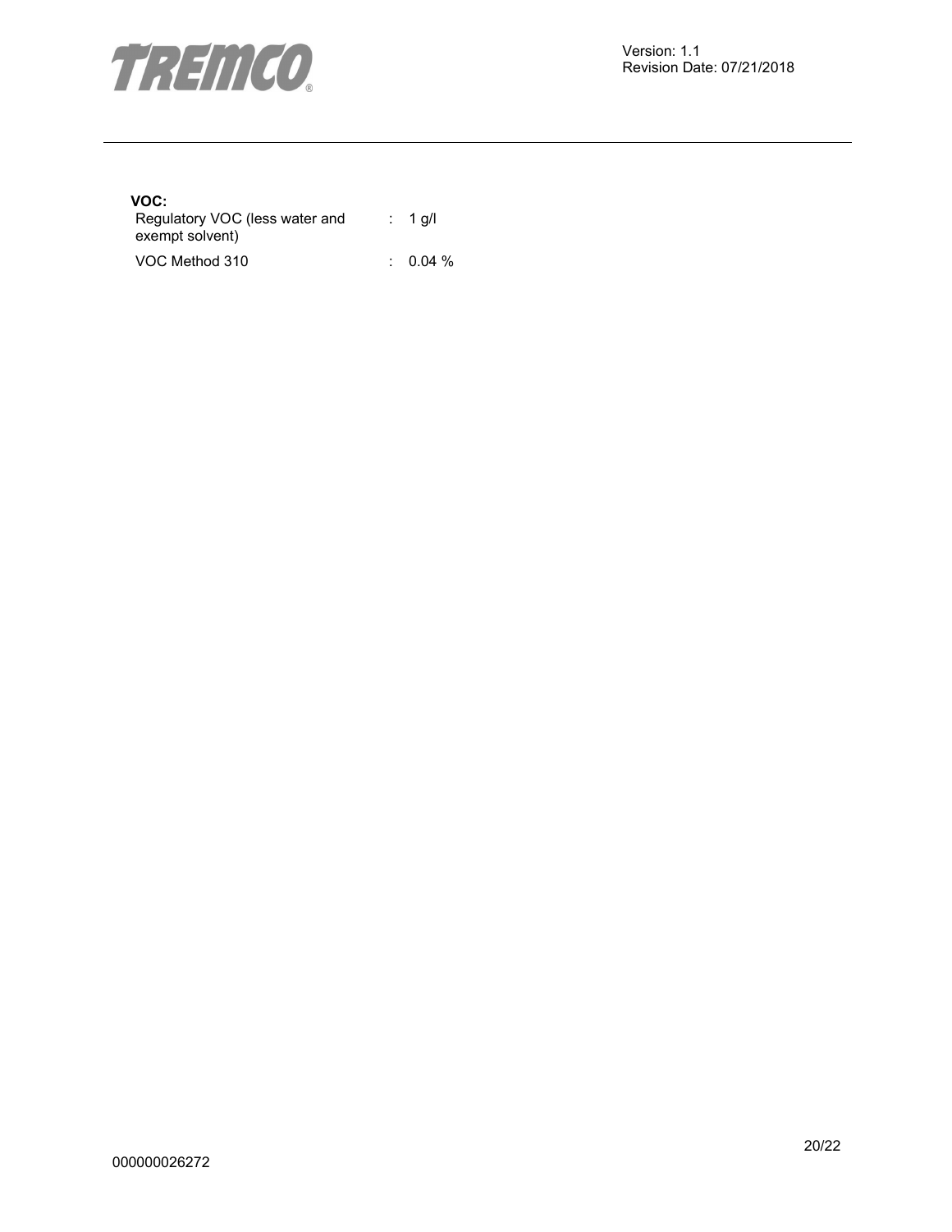**VOC:**

| | | |
|---|---|---|
| Regulatory VOC (less water and exempt solvent) | : | 1 g/l |
| VOC Method 310 | : | 0.04 % |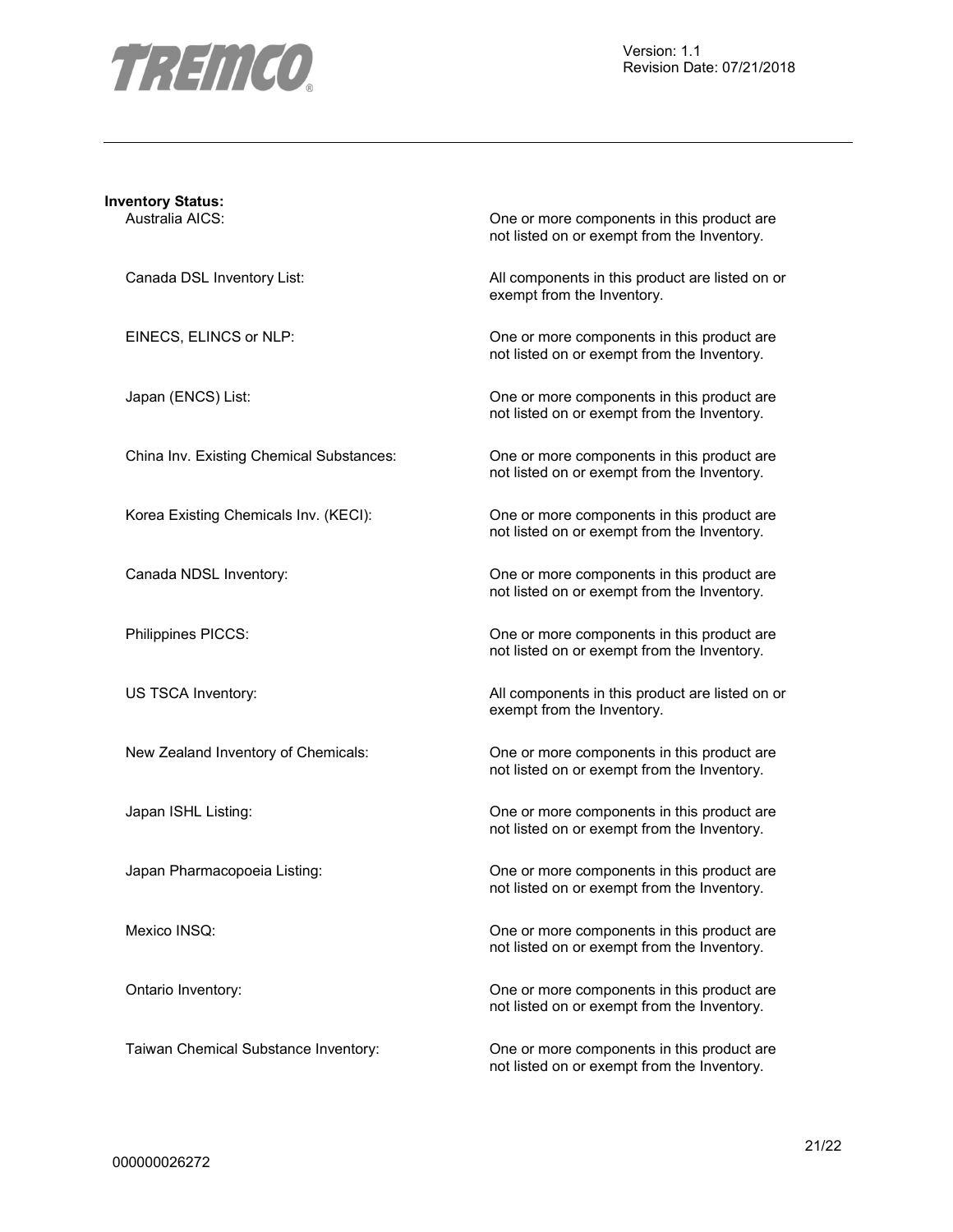**Inventory Status:**

| | |
|---|---|
| Australia AICS: | One or more components in this product are not listed on or exempt from the Inventory. |
| Canada DSL Inventory List: | All components in this product are listed on or exempt from the Inventory. |
| EINECS, ELINCS or NLP: | One or more components in this product are not listed on or exempt from the Inventory. |
| Japan (ENCS) List: | One or more components in this product are not listed on or exempt from the Inventory. |
| China Inv. Existing Chemical Substances: | One or more components in this product are not listed on or exempt from the Inventory. |
| Korea Existing Chemicals Inv. (KECI): | One or more components in this product are not listed on or exempt from the Inventory. |
| Canada NDSL Inventory: | One or more components in this product are not listed on or exempt from the Inventory. |
| Philippines PICCS: | One or more components in this product are not listed on or exempt from the Inventory. |
| US TSCA Inventory: | All components in this product are listed on or exempt from the Inventory. |
| New Zealand Inventory of Chemicals: | One or more components in this product are not listed on or exempt from the Inventory. |
| Japan ISHL Listing: | One or more components in this product are not listed on or exempt from the Inventory. |
| Japan Pharmacopoeia Listing: | One or more components in this product are not listed on or exempt from the Inventory. |
| Mexico INSQ: | One or more components in this product are not listed on or exempt from the Inventory. |
| Ontario Inventory: | One or more components in this product are not listed on or exempt from the Inventory. |
| Taiwan Chemical Substance Inventory: | One or more components in this product are not listed on or exempt from the Inventory. |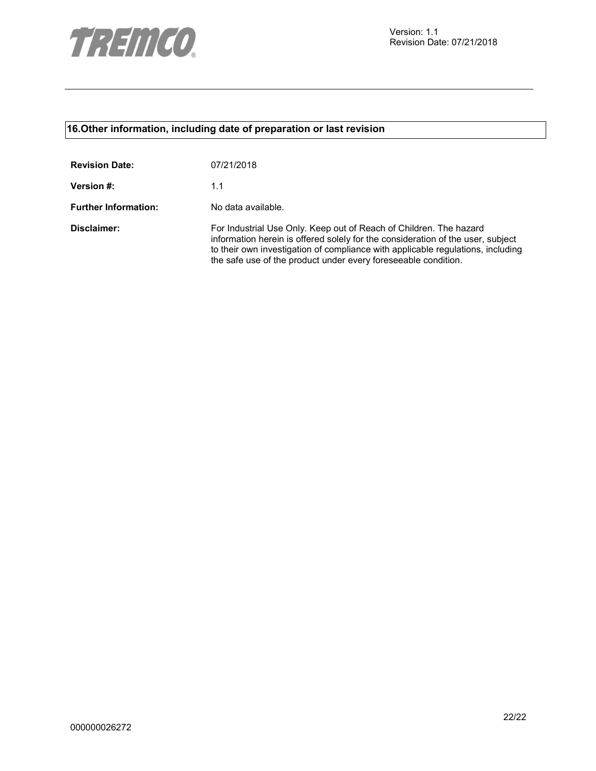## 16.Other information, including date of preparation or last revision

**Revision Date:** 07/21/2018

**Version #:** 1.1

**Further Information:** No data available.

**Disclaimer:** For Industrial Use Only. Keep out of Reach of Children. The hazard information herein is offered solely for the consideration of the user, subject to their own investigation of compliance with applicable regulations, including the safe use of the product under every foreseeable condition.

000000026272